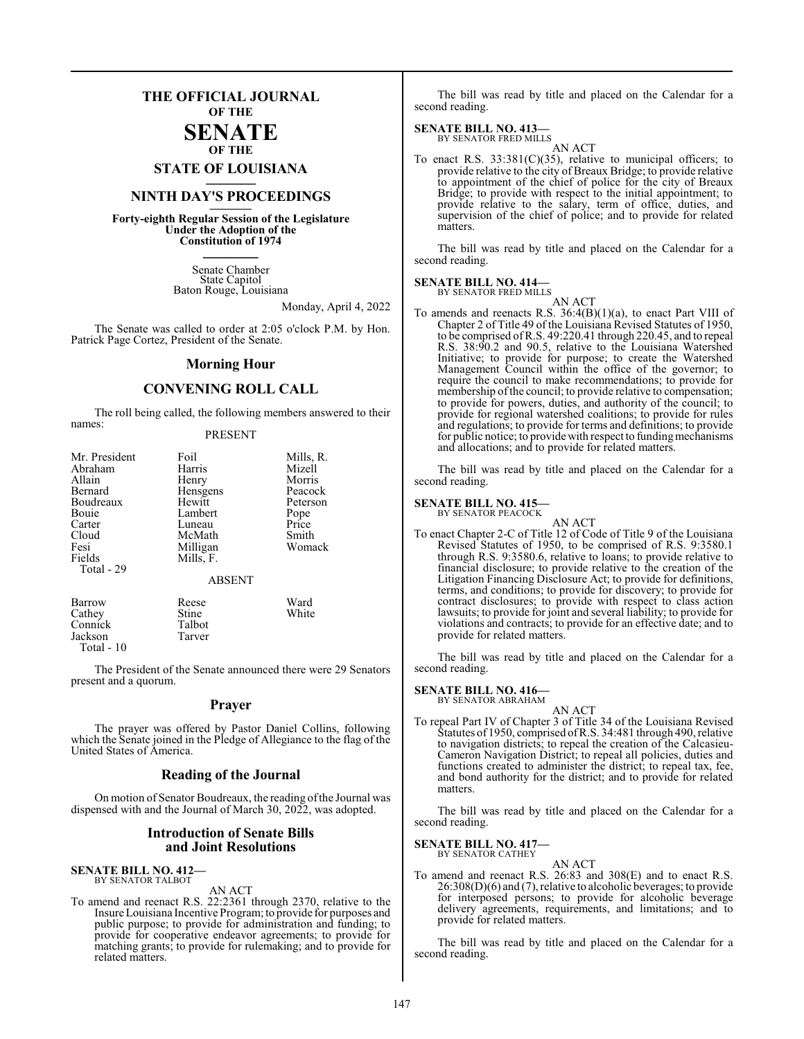# THE OFFICIAL JOURNAL OF THE SENATE OF THE STATE OF LOUISIANA

## NINTH DAY'S PROCEEDINGS

**Forty-eighth Regular Session of the Legislature Under the Adoption of the Constitution of 1974**

Senate Chamber
State Capitol
Baton Rouge, Louisiana

Monday, April 4, 2022

The Senate was called to order at 2:05 o'clock P.M. by Hon. Patrick Page Cortez, President of the Senate.

## Morning Hour

## CONVENING ROLL CALL

The roll being called, the following members answered to their names:

PRESENT

| | | |
|---|---|---|
| Mr. President | Foil | Mills, R. |
| Abraham | Harris | Mizell |
| Allain | Henry | Morris |
| Bernard | Hensgens | Peacock |
| Boudreaux | Hewitt | Peterson |
| Bouie | Lambert | Pope |
| Carter | Luneau | Price |
| Cloud | McMath | Smith |
| Fesi | Milligan | Womack |
| Fields | Mills, F. | |
| Total - 29 | | |

ABSENT

| | | |
|---|---|---|
| Barrow | Reese | Ward |
| Cathey | Stine | White |
| Connick | Talbot | |
| Jackson | Tarver | |
| Total - 10 | | |

The President of the Senate announced there were 29 Senators present and a quorum.

## Prayer

The prayer was offered by Pastor Daniel Collins, following which the Senate joined in the Pledge of Allegiance to the flag of the United States of America.

## Reading of the Journal

On motion of Senator Boudreaux, the reading of the Journal was dispensed with and the Journal of March 30, 2022, was adopted.

## Introduction of Senate Bills and Joint Resolutions

**SENATE BILL NO. 412—**
BY SENATOR TALBOT

AN ACT

To amend and reenact R.S. 22:2361 through 2370, relative to the Insure Louisiana Incentive Program; to provide for purposes and public purpose; to provide for administration and funding; to provide for cooperative endeavor agreements; to provide for matching grants; to provide for rulemaking; and to provide for related matters.

The bill was read by title and placed on the Calendar for a second reading.

**SENATE BILL NO. 413—**
BY SENATOR FRED MILLS

AN ACT

To enact R.S. 33:381(C)(35), relative to municipal officers; to provide relative to the city of Breaux Bridge; to provide relative to appointment of the chief of police for the city of Breaux Bridge; to provide with respect to the initial appointment; to provide relative to the salary, term of office, duties, and supervision of the chief of police; and to provide for related matters.

The bill was read by title and placed on the Calendar for a second reading.

**SENATE BILL NO. 414—**
BY SENATOR FRED MILLS

AN ACT

To amends and reenacts R.S. 36:4(B)(1)(a), to enact Part VIII of Chapter 2 of Title 49 of the Louisiana Revised Statutes of 1950, to be comprised of R.S. 49:220.41 through 220.45, and to repeal R.S. 38:90.2 and 90.5, relative to the Louisiana Watershed Initiative; to provide for purpose; to create the Watershed Management Council within the office of the governor; to require the council to make recommendations; to provide for membership of the council; to provide relative to compensation; to provide for powers, duties, and authority of the council; to provide for regional watershed coalitions; to provide for rules and regulations; to provide for terms and definitions; to provide for public notice; to provide with respect to funding mechanisms and allocations; and to provide for related matters.

The bill was read by title and placed on the Calendar for a second reading.

**SENATE BILL NO. 415—**
BY SENATOR PEACOCK

AN ACT

To enact Chapter 2-C of Title 12 of Code of Title 9 of the Louisiana Revised Statutes of 1950, to be comprised of R.S. 9:3580.1 through R.S. 9:3580.6, relative to loans; to provide relative to financial disclosure; to provide relative to the creation of the Litigation Financing Disclosure Act; to provide for definitions, terms, and conditions; to provide for discovery; to provide for contract disclosures; to provide with respect to class action lawsuits; to provide for joint and several liability; to provide for violations and contracts; to provide for an effective date; and to provide for related matters.

The bill was read by title and placed on the Calendar for a second reading.

**SENATE BILL NO. 416—**
BY SENATOR ABRAHAM

AN ACT

To repeal Part IV of Chapter 3 of Title 34 of the Louisiana Revised Statutes of 1950, comprised of R.S. 34:481 through 490, relative to navigation districts; to repeal the creation of the Calcasieu-Cameron Navigation District; to repeal all policies, duties and functions created to administer the district; to repeal tax, fee, and bond authority for the district; and to provide for related matters.

The bill was read by title and placed on the Calendar for a second reading.

**SENATE BILL NO. 417—**
BY SENATOR CATHEY

AN ACT

To amend and reenact R.S. 26:83 and 308(E) and to enact R.S. 26:308(D)(6) and (7), relative to alcoholic beverages; to provide for interposed persons; to provide for alcoholic beverage delivery agreements, requirements, and limitations; and to provide for related matters.

The bill was read by title and placed on the Calendar for a second reading.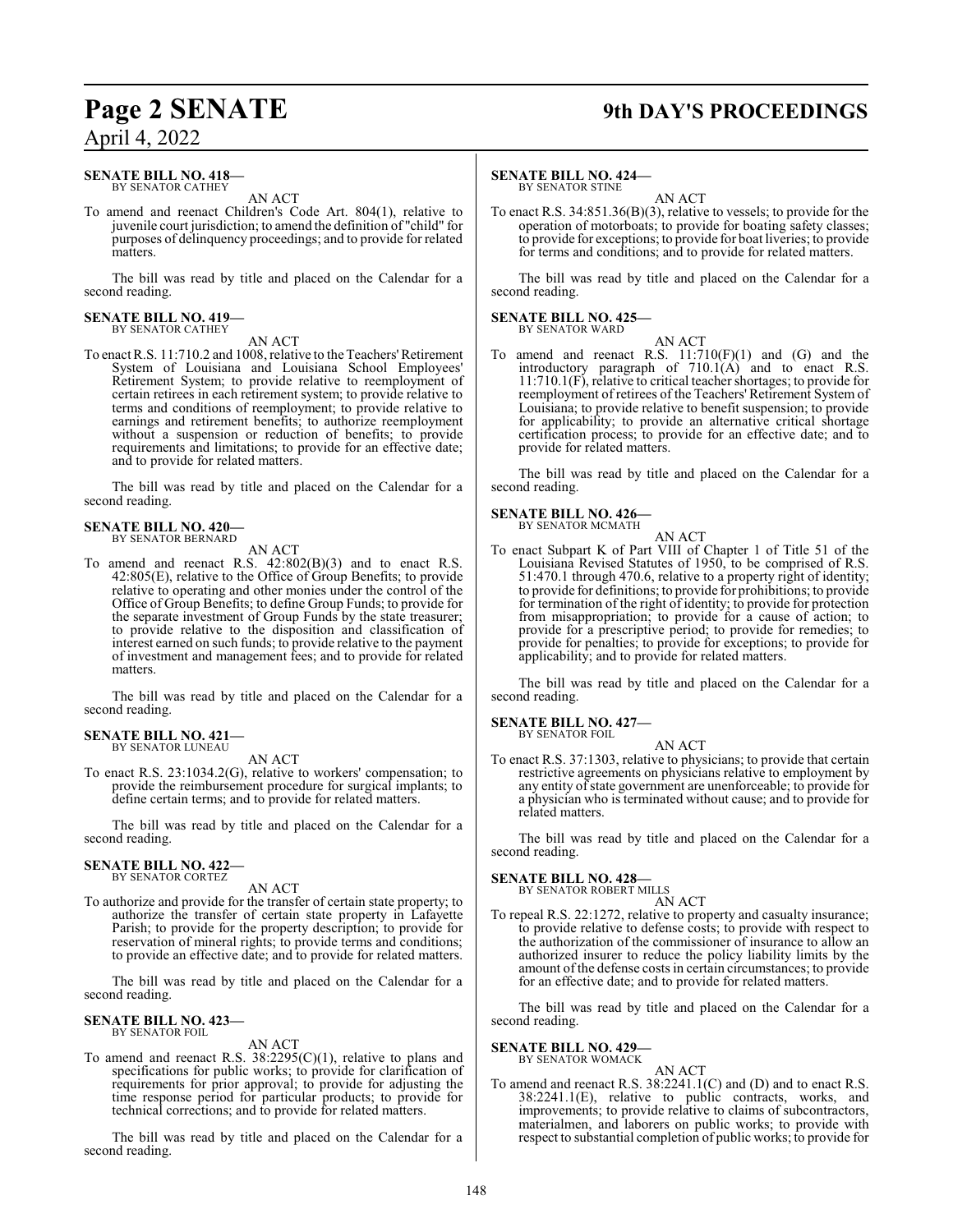**SENATE BILL NO. 418—**
BY SENATOR CATHEY

AN ACT

To amend and reenact Children's Code Art. 804(1), relative to juvenile court jurisdiction; to amend the definition of "child" for purposes of delinquency proceedings; and to provide for related matters.

The bill was read by title and placed on the Calendar for a second reading.

**SENATE BILL NO. 419—**
BY SENATOR CATHEY

AN ACT

To enact R.S. 11:710.2 and 1008, relative to the Teachers' Retirement System of Louisiana and Louisiana School Employees' Retirement System; to provide relative to reemployment of certain retirees in each retirement system; to provide relative to terms and conditions of reemployment; to provide relative to earnings and retirement benefits; to authorize reemployment without a suspension or reduction of benefits; to provide requirements and limitations; to provide for an effective date; and to provide for related matters.

The bill was read by title and placed on the Calendar for a second reading.

**SENATE BILL NO. 420—**
BY SENATOR BERNARD

AN ACT

To amend and reenact R.S. 42:802(B)(3) and to enact R.S. 42:805(E), relative to the Office of Group Benefits; to provide relative to operating and other monies under the control of the Office of Group Benefits; to define Group Funds; to provide for the separate investment of Group Funds by the state treasurer; to provide relative to the disposition and classification of interest earned on such funds; to provide relative to the payment of investment and management fees; and to provide for related matters.

The bill was read by title and placed on the Calendar for a second reading.

**SENATE BILL NO. 421—**
BY SENATOR LUNEAU

AN ACT

To enact R.S. 23:1034.2(G), relative to workers' compensation; to provide the reimbursement procedure for surgical implants; to define certain terms; and to provide for related matters.

The bill was read by title and placed on the Calendar for a second reading.

**SENATE BILL NO. 422—**
BY SENATOR CORTEZ

AN ACT

To authorize and provide for the transfer of certain state property; to authorize the transfer of certain state property in Lafayette Parish; to provide for the property description; to provide for reservation of mineral rights; to provide terms and conditions; to provide an effective date; and to provide for related matters.

The bill was read by title and placed on the Calendar for a second reading.

**SENATE BILL NO. 423—**
BY SENATOR FOIL

AN ACT

To amend and reenact R.S. 38:2295(C)(1), relative to plans and specifications for public works; to provide for clarification of requirements for prior approval; to provide for adjusting the time response period for particular products; to provide for technical corrections; and to provide for related matters.

The bill was read by title and placed on the Calendar for a second reading.

**SENATE BILL NO. 424—**
BY SENATOR STINE

AN ACT

To enact R.S. 34:851.36(B)(3), relative to vessels; to provide for the operation of motorboats; to provide for boating safety classes; to provide for exceptions; to provide for boat liveries; to provide for terms and conditions; and to provide for related matters.

The bill was read by title and placed on the Calendar for a second reading.

**SENATE BILL NO. 425—**
BY SENATOR WARD

AN ACT

To amend and reenact R.S. 11:710(F)(1) and (G) and the introductory paragraph of 710.1(A) and to enact R.S. 11:710.1(F), relative to critical teacher shortages; to provide for reemployment of retirees of the Teachers' Retirement System of Louisiana; to provide relative to benefit suspension; to provide for applicability; to provide an alternative critical shortage certification process; to provide for an effective date; and to provide for related matters.

The bill was read by title and placed on the Calendar for a second reading.

**SENATE BILL NO. 426—**
BY SENATOR MCMATH

AN ACT

To enact Subpart K of Part VIII of Chapter 1 of Title 51 of the Louisiana Revised Statutes of 1950, to be comprised of R.S. 51:470.1 through 470.6, relative to a property right of identity; to provide for definitions; to provide for prohibitions; to provide for termination of the right of identity; to provide for protection from misappropriation; to provide for a cause of action; to provide for a prescriptive period; to provide for remedies; to provide for penalties; to provide for exceptions; to provide for applicability; and to provide for related matters.

The bill was read by title and placed on the Calendar for a second reading.

**SENATE BILL NO. 427—**
BY SENATOR FOIL

AN ACT

To enact R.S. 37:1303, relative to physicians; to provide that certain restrictive agreements on physicians relative to employment by any entity of state government are unenforceable; to provide for a physician who is terminated without cause; and to provide for related matters.

The bill was read by title and placed on the Calendar for a second reading.

**SENATE BILL NO. 428—**
BY SENATOR ROBERT MILLS

AN ACT

To repeal R.S. 22:1272, relative to property and casualty insurance; to provide relative to defense costs; to provide with respect to the authorization of the commissioner of insurance to allow an authorized insurer to reduce the policy liability limits by the amount of the defense costs in certain circumstances; to provide for an effective date; and to provide for related matters.

The bill was read by title and placed on the Calendar for a second reading.

**SENATE BILL NO. 429—**
BY SENATOR WOMACK

AN ACT

To amend and reenact R.S. 38:2241.1(C) and (D) and to enact R.S. 38:2241.1(E), relative to public contracts, works, and improvements; to provide relative to claims of subcontractors, materialmen, and laborers on public works; to provide with respect to substantial completion of public works; to provide for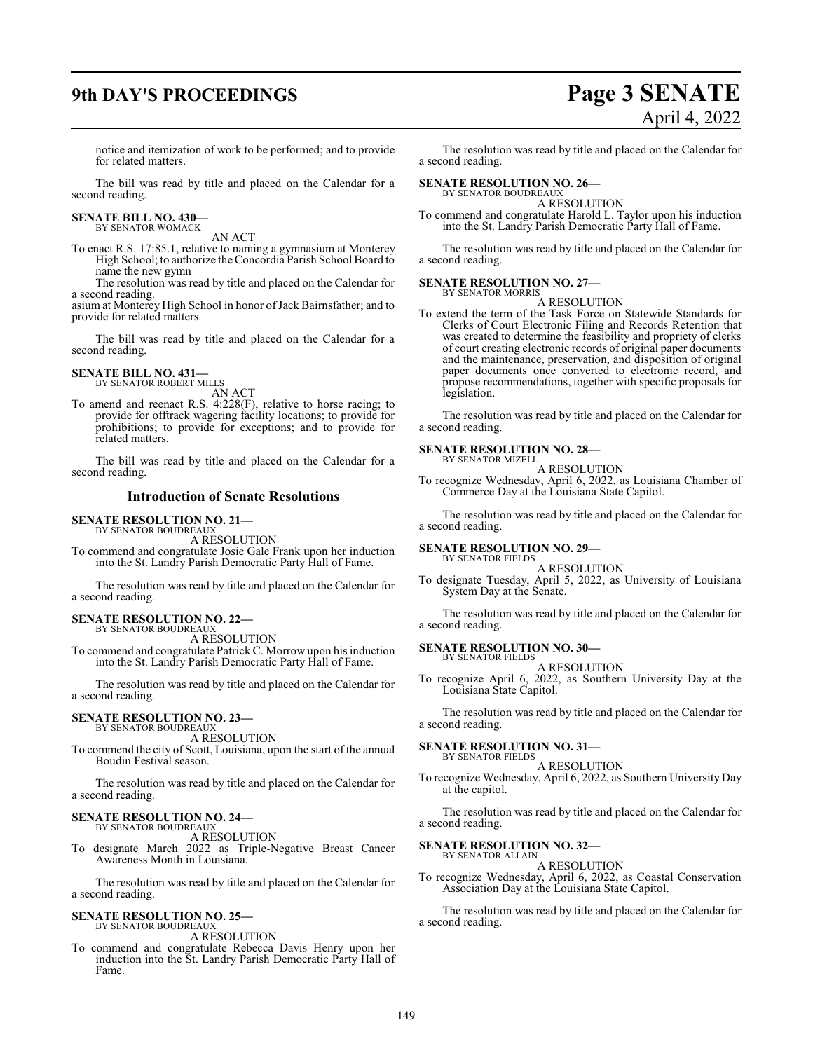notice and itemization of work to be performed; and to provide for related matters.

The bill was read by title and placed on the Calendar for a second reading.

**SENATE BILL NO. 430—**
BY SENATOR WOMACK

AN ACT

To enact R.S. 17:85.1, relative to naming a gymnasium at Monterey High School; to authorize the Concordia Parish School Board to name the new gymn

The resolution was read by title and placed on the Calendar for a second reading.

asium at Monterey High School in honor of Jack Bairnsfather; and to provide for related matters.

The bill was read by title and placed on the Calendar for a second reading.

**SENATE BILL NO. 431—**
BY SENATOR ROBERT MILLS

AN ACT

To amend and reenact R.S. 4:228(F), relative to horse racing; to provide for offtrack wagering facility locations; to provide for prohibitions; to provide for exceptions; and to provide for related matters.

The bill was read by title and placed on the Calendar for a second reading.

## Introduction of Senate Resolutions

**SENATE RESOLUTION NO. 21—**
BY SENATOR BOUDREAUX

A RESOLUTION

To commend and congratulate Josie Gale Frank upon her induction into the St. Landry Parish Democratic Party Hall of Fame.

The resolution was read by title and placed on the Calendar for a second reading.

**SENATE RESOLUTION NO. 22—**
BY SENATOR BOUDREAUX

A RESOLUTION

To commend and congratulate Patrick C. Morrow upon his induction into the St. Landry Parish Democratic Party Hall of Fame.

The resolution was read by title and placed on the Calendar for a second reading.

**SENATE RESOLUTION NO. 23—**
BY SENATOR BOUDREAUX

A RESOLUTION

To commend the city of Scott, Louisiana, upon the start of the annual Boudin Festival season.

The resolution was read by title and placed on the Calendar for a second reading.

**SENATE RESOLUTION NO. 24—**
BY SENATOR BOUDREAUX

A RESOLUTION

To designate March 2022 as Triple-Negative Breast Cancer Awareness Month in Louisiana.

The resolution was read by title and placed on the Calendar for a second reading.

**SENATE RESOLUTION NO. 25—**
BY SENATOR BOUDREAUX

A RESOLUTION

To commend and congratulate Rebecca Davis Henry upon her induction into the St. Landry Parish Democratic Party Hall of Fame.

The resolution was read by title and placed on the Calendar for a second reading.

**SENATE RESOLUTION NO. 26—**
BY SENATOR BOUDREAUX

A RESOLUTION

To commend and congratulate Harold L. Taylor upon his induction into the St. Landry Parish Democratic Party Hall of Fame.

The resolution was read by title and placed on the Calendar for a second reading.

**SENATE RESOLUTION NO. 27—**
BY SENATOR MORRIS

A RESOLUTION

To extend the term of the Task Force on Statewide Standards for Clerks of Court Electronic Filing and Records Retention that was created to determine the feasibility and propriety of clerks of court creating electronic records of original paper documents and the maintenance, preservation, and disposition of original paper documents once converted to electronic record, and propose recommendations, together with specific proposals for legislation.

The resolution was read by title and placed on the Calendar for a second reading.

**SENATE RESOLUTION NO. 28—**
BY SENATOR MIZELL

A RESOLUTION

To recognize Wednesday, April 6, 2022, as Louisiana Chamber of Commerce Day at the Louisiana State Capitol.

The resolution was read by title and placed on the Calendar for a second reading.

**SENATE RESOLUTION NO. 29—**
BY SENATOR FIELDS

A RESOLUTION

To designate Tuesday, April 5, 2022, as University of Louisiana System Day at the Senate.

The resolution was read by title and placed on the Calendar for a second reading.

**SENATE RESOLUTION NO. 30—**
BY SENATOR FIELDS

A RESOLUTION

To recognize April 6, 2022, as Southern University Day at the Louisiana State Capitol.

The resolution was read by title and placed on the Calendar for a second reading.

**SENATE RESOLUTION NO. 31—**
BY SENATOR FIELDS

A RESOLUTION

To recognize Wednesday, April 6, 2022, as Southern University Day at the capitol.

The resolution was read by title and placed on the Calendar for a second reading.

**SENATE RESOLUTION NO. 32—**
BY SENATOR ALLAIN

A RESOLUTION

To recognize Wednesday, April 6, 2022, as Coastal Conservation Association Day at the Louisiana State Capitol.

The resolution was read by title and placed on the Calendar for a second reading.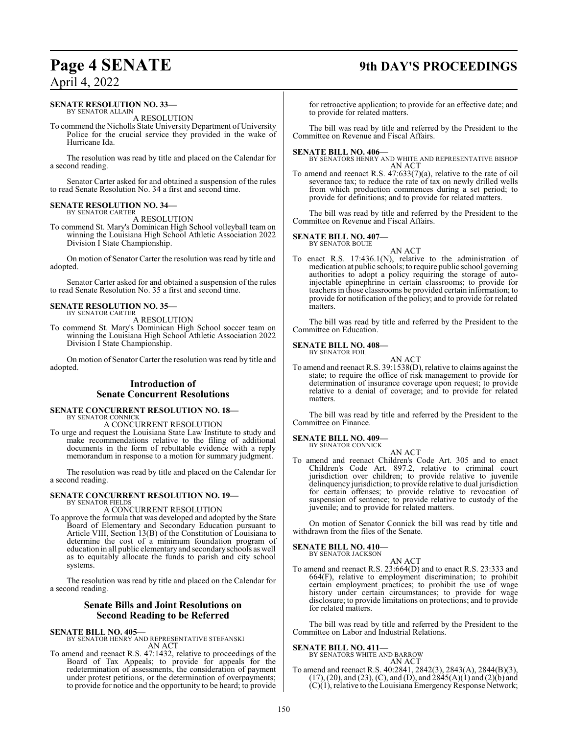**SENATE RESOLUTION NO. 33—**
BY SENATOR ALLAIN

A RESOLUTION

To commend the Nicholls State University Department of University Police for the crucial service they provided in the wake of Hurricane Ida.

The resolution was read by title and placed on the Calendar for a second reading.

Senator Carter asked for and obtained a suspension of the rules to read Senate Resolution No. 34 a first and second time.

**SENATE RESOLUTION NO. 34—**
BY SENATOR CARTER

A RESOLUTION

To commend St. Mary's Dominican High School volleyball team on winning the Louisiana High School Athletic Association 2022 Division I State Championship.

On motion of Senator Carter the resolution was read by title and adopted.

Senator Carter asked for and obtained a suspension of the rules to read Senate Resolution No. 35 a first and second time.

**SENATE RESOLUTION NO. 35—**
BY SENATOR CARTER

A RESOLUTION

To commend St. Mary's Dominican High School soccer team on winning the Louisiana High School Athletic Association 2022 Division I State Championship.

On motion of Senator Carter the resolution was read by title and adopted.

## Introduction of Senate Concurrent Resolutions

**SENATE CONCURRENT RESOLUTION NO. 18—**
BY SENATOR CONNICK

A CONCURRENT RESOLUTION

To urge and request the Louisiana State Law Institute to study and make recommendations relative to the filing of additional documents in the form of rebuttable evidence with a reply memorandum in response to a motion for summary judgment.

The resolution was read by title and placed on the Calendar for a second reading.

**SENATE CONCURRENT RESOLUTION NO. 19—**
BY SENATOR FIELDS

A CONCURRENT RESOLUTION

To approve the formula that was developed and adopted by the State Board of Elementary and Secondary Education pursuant to Article VIII, Section 13(B) of the Constitution of Louisiana to determine the cost of a minimum foundation program of education in all public elementary and secondary schools as well as to equitably allocate the funds to parish and city school systems.

The resolution was read by title and placed on the Calendar for a second reading.

## Senate Bills and Joint Resolutions on Second Reading to be Referred

**SENATE BILL NO. 405—**
BY SENATOR HENRY AND REPRESENTATIVE STEFANSKI

AN ACT

To amend and reenact R.S. 47:1432, relative to proceedings of the Board of Tax Appeals; to provide for appeals for the redetermination of assessments, the consideration of payment under protest petitions, or the determination of overpayments; to provide for notice and the opportunity to be heard; to provide for retroactive application; to provide for an effective date; and to provide for related matters.

The bill was read by title and referred by the President to the Committee on Revenue and Fiscal Affairs.

**SENATE BILL NO. 406—**
BY SENATORS HENRY AND WHITE AND REPRESENTATIVE BISHOP

AN ACT

To amend and reenact R.S. 47:633(7)(a), relative to the rate of oil severance tax; to reduce the rate of tax on newly drilled wells from which production commences during a set period; to provide for definitions; and to provide for related matters.

The bill was read by title and referred by the President to the Committee on Revenue and Fiscal Affairs.

**SENATE BILL NO. 407—**
BY SENATOR BOUIE

AN ACT

To enact R.S. 17:436.1(N), relative to the administration of medication at public schools; to require public school governing authorities to adopt a policy requiring the storage of auto-injectable epinephrine in certain classrooms; to provide for teachers in those classrooms be provided certain information; to provide for notification of the policy; and to provide for related matters.

The bill was read by title and referred by the President to the Committee on Education.

**SENATE BILL NO. 408—**
BY SENATOR FOIL

AN ACT

To amend and reenact R.S. 39:1538(D), relative to claims against the state; to require the office of risk management to provide for determination of insurance coverage upon request; to provide relative to a denial of coverage; and to provide for related matters.

The bill was read by title and referred by the President to the Committee on Finance.

**SENATE BILL NO. 409—**
BY SENATOR CONNICK

AN ACT

To amend and reenact Children's Code Art. 305 and to enact Children's Code Art. 897.2, relative to criminal court jurisdiction over children; to provide relative to juvenile delinquency jurisdiction; to provide relative to dual jurisdiction for certain offenses; to provide relative to revocation of suspension of sentence; to provide relative to custody of the juvenile; and to provide for related matters.

On motion of Senator Connick the bill was read by title and withdrawn from the files of the Senate.

**SENATE BILL NO. 410—**
BY SENATOR JACKSON

AN ACT

To amend and reenact R.S. 23:664(D) and to enact R.S. 23:333 and 664(F), relative to employment discrimination; to prohibit certain employment practices; to prohibit the use of wage history under certain circumstances; to provide for wage disclosure; to provide limitations on protections; and to provide for related matters.

The bill was read by title and referred by the President to the Committee on Labor and Industrial Relations.

**SENATE BILL NO. 411—**
BY SENATORS WHITE AND BARROW

AN ACT

To amend and reenact R.S. 40:2841, 2842(3), 2843(A), 2844(B)(3), (17), (20), and (23), (C), and (D), and 2845(A)(1) and (2)(b) and (C)(1), relative to the Louisiana Emergency Response Network;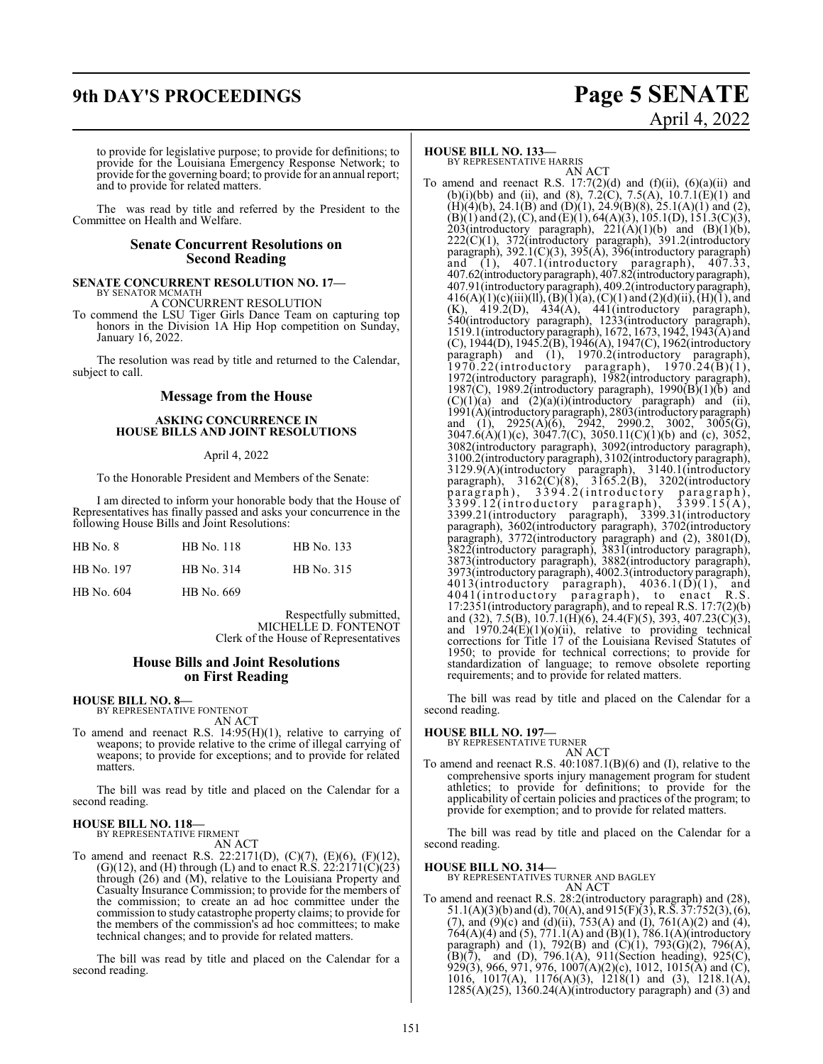to provide for legislative purpose; to provide for definitions; to provide for the Louisiana Emergency Response Network; to provide for the governing board; to provide for an annual report; and to provide for related matters.

The was read by title and referred by the President to the Committee on Health and Welfare.

## Senate Concurrent Resolutions on Second Reading

**SENATE CONCURRENT RESOLUTION NO. 17—**
BY SENATOR MCMATH

A CONCURRENT RESOLUTION

To commend the LSU Tiger Girls Dance Team on capturing top honors in the Division 1A Hip Hop competition on Sunday, January 16, 2022.

The resolution was read by title and returned to the Calendar, subject to call.

## Message from the House

**ASKING CONCURRENCE IN HOUSE BILLS AND JOINT RESOLUTIONS**

April 4, 2022

To the Honorable President and Members of the Senate:

I am directed to inform your honorable body that the House of Representatives has finally passed and asks your concurrence in the following House Bills and Joint Resolutions:

| | | |
|---|---|---|
| HB No. 8 | HB No. 118 | HB No. 133 |
| HB No. 197 | HB No. 314 | HB No. 315 |
| HB No. 604 | HB No. 669 | |

Respectfully submitted,
MICHELLE D. FONTENOT
Clerk of the House of Representatives

## House Bills and Joint Resolutions on First Reading

**HOUSE BILL NO. 8—**
BY REPRESENTATIVE FONTENOT

AN ACT

To amend and reenact R.S. 14:95(H)(1), relative to carrying of weapons; to provide relative to the crime of illegal carrying of weapons; to provide for exceptions; and to provide for related matters.

The bill was read by title and placed on the Calendar for a second reading.

**HOUSE BILL NO. 118—**
BY REPRESENTATIVE FIRMENT

AN ACT

To amend and reenact R.S. 22:2171(D), (C)(7), (E)(6), (F)(12), (G)(12), and (H) through (L) and to enact R.S. 22:2171(C)(23) through (26) and (M), relative to the Louisiana Property and Casualty Insurance Commission; to provide for the members of the commission; to create an ad hoc committee under the commission to study catastrophe property claims; to provide for the members of the commission's ad hoc committees; to make technical changes; and to provide for related matters.

The bill was read by title and placed on the Calendar for a second reading.

**HOUSE BILL NO. 133—**
BY REPRESENTATIVE HARRIS

AN ACT

To amend and reenact R.S. 17:7(2)(d) and (f)(ii), (6)(a)(ii) and (b)(i)(bb) and (ii), and (8), 7.2(C), 7.5(A), 10.7.1(E)(1) and (H)(4)(b), 24.1(B) and (D)(1), 24.9(B)(8), 25.1(A)(1) and (2), (B)(1) and (2), (C), and (E)(1), 64(A)(3), 105.1(D), 151.3(C)(3), 203(introductory paragraph), 221(A)(1)(b) and (B)(1)(b), 222(C)(1), 372(introductory paragraph), 391.2(introductory paragraph), 392.1(C)(3), 395(A), 396(introductory paragraph) and (1), 407.1(introductory paragraph), 407.33, 407.62(introductory paragraph), 407.82(introductory paragraph), 407.91(introductory paragraph), 409.2(introductory paragraph), 416(A)(1)(c)(iii)(ll), (B)(1)(a), (C)(1) and (2)(d)(ii), (H)(1), and (K), 419.2(D), 434(A), 441(introductory paragraph), 540(introductory paragraph), 1233(introductory paragraph), 1519.1(introductory paragraph), 1672, 1673, 1942, 1943(A) and (C), 1944(D), 1945.2(B), 1946(A), 1947(C), 1962(introductory paragraph) and (1), 1970.2(introductory paragraph), 1970.22(introductory paragraph), 1970.24(B)(1), 1972(introductory paragraph), 1982(introductory paragraph), 1987(C), 1989.2(introductory paragraph), 1990(B)(1)(b) and (C)(1)(a) and (2)(a)(i)(introductory paragraph) and (ii), 1991(A)(introductory paragraph), 2803(introductory paragraph) and (1), 2925(A)(6), 2942, 2990.2, 3002, 3005(G), 3047.6(A)(1)(c), 3047.7(C), 3050.11(C)(1)(b) and (c), 3052, 3082(introductory paragraph), 3092(introductory paragraph), 3100.2(introductory paragraph), 3102(introductory paragraph), 3129.9(A)(introductory paragraph), 3140.1(introductory paragraph), 3162(C)(8), 3165.2(B), 3202(introductory paragraph), 3394.2(introductory paragraph), 3399.12(introductory paragraph), 3399.15(A), 3399.21(introductory paragraph), 3399.31(introductory paragraph), 3602(introductory paragraph), 3702(introductory paragraph), 3772(introductory paragraph) and (2), 3801(D), 3822(introductory paragraph), 3831(introductory paragraph), 3873(introductory paragraph), 3882(introductory paragraph), 3973(introductory paragraph), 4002.3(introductory paragraph), 4013(introductory paragraph), 4036.1(D)(1), and 4041(introductory paragraph), to enact R.S. 17:2351(introductory paragraph), and to repeal R.S. 17:7(2)(b) and (32), 7.5(B), 10.7.1(H)(6), 24.4(F)(5), 393, 407.23(C)(3), and 1970.24(E)(1)(o)(ii), relative to providing technical corrections for Title 17 of the Louisiana Revised Statutes of 1950; to provide for technical corrections; to provide for standardization of language; to remove obsolete reporting requirements; and to provide for related matters.

The bill was read by title and placed on the Calendar for a second reading.

**HOUSE BILL NO. 197—**
BY REPRESENTATIVE TURNER

AN ACT

To amend and reenact R.S. 40:1087.1(B)(6) and (I), relative to the comprehensive sports injury management program for student athletics; to provide for definitions; to provide for the applicability of certain policies and practices of the program; to provide for exemption; and to provide for related matters.

The bill was read by title and placed on the Calendar for a second reading.

**HOUSE BILL NO. 314—**
BY REPRESENTATIVES TURNER AND BAGLEY

AN ACT

To amend and reenact R.S. 28:2(introductory paragraph) and (28), 51.1(A)(3)(b) and (d), 70(A), and 915(F)(3), R.S. 37:752(3), (6), (7), and (9)(c) and (d)(ii), 753(A) and (I), 761(A)(2) and (4), 764(A)(4) and (5), 771.1(A) and (B)(1), 786.1(A)(introductory paragraph) and (1), 792(B) and (C)(1), 793(G)(2), 796(A), (B)(7), and (D), 796.1(A), 911(Section heading), 925(C), 929(3), 966, 971, 976, 1007(A)(2)(c), 1012, 1015(A) and (C), 1016, 1017(A), 1176(A)(3), 1218(1) and (3), 1218.1(A), 1285(A)(25), 1360.24(A)(introductory paragraph) and (3) and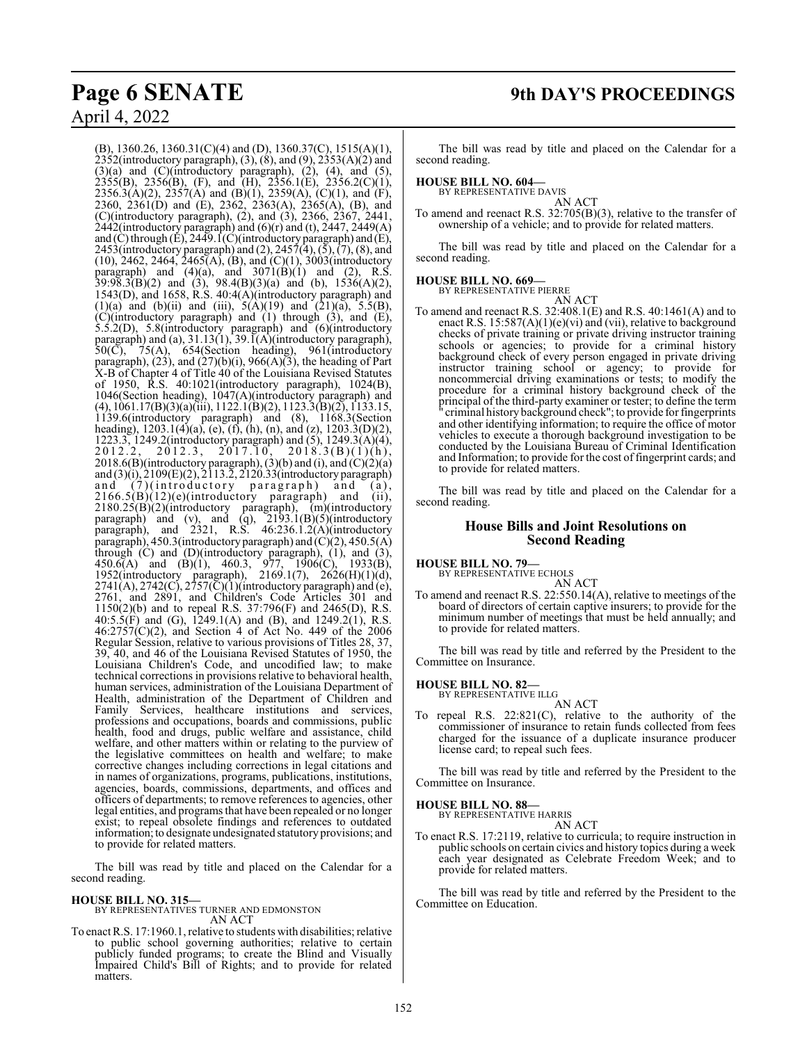(B), 1360.26, 1360.31(C)(4) and (D), 1360.37(C), 1515(A)(1), 2352(introductory paragraph), (3), (8), and (9), 2353(A)(2) and (3)(a) and (C)(introductory paragraph), (2), (4), and (5), 2355(B), 2356(B), (F), and (H), 2356.1(E), 2356.2(C)(1), 2356.3(A)(2), 2357(A) and (B)(1), 2359(A), (C)(1), and (F), 2360, 2361(D) and (E), 2362, 2363(A), 2365(A), (B), and (C)(introductory paragraph), (2), and (3), 2366, 2367, 2441, 2442(introductory paragraph) and (6)(r) and (t), 2447, 2449(A) and (C) through (E), 2449.1(C)(introductory paragraph) and (E), 2453(introductory paragraph) and (2), 2457(4), (5), (7), (8), and (10), 2462, 2464, 2465(A), (B), and (C)(1), 3003(introductory paragraph) and (4)(a), and 3071(B)(1) and (2), R.S. 39:98.3(B)(2) and (3), 98.4(B)(3)(a) and (b), 1536(A)(2), 1543(D), and 1658, R.S. 40:4(A)(introductory paragraph) and (1)(a) and (b)(ii) and (iii), 5(A)(19) and (21)(a), 5.5(B), (C)(introductory paragraph) and (1) through (3), and (E), 5.5.2(D), 5.8(introductory paragraph) and (6)(introductory paragraph) and (a), 31.13(1), 39.1(A)(introductory paragraph), 50(C), 75(A), 654(Section heading), 961(introductory paragraph), (23), and (27)(b)(i), 966(A)(3), the heading of Part X-B of Chapter 4 of Title 40 of the Louisiana Revised Statutes of 1950, R.S. 40:1021(introductory paragraph), 1024(B), 1046(Section heading), 1047(A)(introductory paragraph) and (4), 1061.17(B)(3)(a)(iii), 1122.1(B)(2), 1123.3(B)(2), 1133.15, 1139.6(introductory paragraph) and (8), 1168.3(Section heading), 1203.1(4)(a), (e), (f), (h), (n), and (z), 1203.3(D)(2), 1223.3, 1249.2(introductory paragraph) and (5), 1249.3(A)(4), 2012.2, 2012.3, 2017.10, 2018.3(B)(1)(h), 2018.6(B)(introductory paragraph), (3)(b) and (i), and (C)(2)(a) and (3)(i), 2109(E)(2), 2113.2, 2120.33(introductory paragraph) and (7)(introductory paragraph) and (a), 2166.5(B)(12)(e)(introductory paragraph) and (ii), 2180.25(B)(2)(introductory paragraph), (m)(introductory paragraph) and (v), and (q), 2193.1(B)(5)(introductory paragraph), and 2321, R.S. 46:236.1.2(A)(introductory paragraph), 450.3(introductory paragraph) and (C)(2), 450.5(A) through (C) and (D)(introductory paragraph), (1), and (3), 450.6(A) and (B)(1), 460.3, 977, 1906(C), 1933(B), 1952(introductory paragraph), 2169.1(7), 2626(H)(1)(d), 2741(A), 2742(C), 2757(C)(1)(introductory paragraph) and (e), 2761, and 2891, and Children's Code Articles 301 and 1150(2)(b) and to repeal R.S. 37:796(F) and 2465(D), R.S. 40:5.5(F) and (G), 1249.1(A) and (B), and 1249.2(1), R.S. 46:2757(C)(2), and Section 4 of Act No. 449 of the 2006 Regular Session, relative to various provisions of Titles 28, 37, 39, 40, and 46 of the Louisiana Revised Statutes of 1950, the Louisiana Children's Code, and uncodified law; to make technical corrections in provisions relative to behavioral health, human services, administration of the Louisiana Department of Health, administration of the Department of Children and Family Services, healthcare institutions and services, professions and occupations, boards and commissions, public health, food and drugs, public welfare and assistance, child welfare, and other matters within or relating to the purview of the legislative committees on health and welfare; to make corrective changes including corrections in legal citations and in names of organizations, programs, publications, institutions, agencies, boards, commissions, departments, and offices and officers of departments; to remove references to agencies, other legal entities, and programs that have been repealed or no longer exist; to repeal obsolete findings and references to outdated information; to designate undesignated statutory provisions; and to provide for related matters.

The bill was read by title and placed on the Calendar for a second reading.

**HOUSE BILL NO. 315—**
BY REPRESENTATIVES TURNER AND EDMONSTON
AN ACT
To enact R.S. 17:1960.1, relative to students with disabilities; relative to public school governing authorities; relative to certain publicly funded programs; to create the Blind and Visually Impaired Child's Bill of Rights; and to provide for related matters.

The bill was read by title and placed on the Calendar for a second reading.

**HOUSE BILL NO. 604—**
BY REPRESENTATIVE DAVIS
AN ACT
To amend and reenact R.S. 32:705(B)(3), relative to the transfer of ownership of a vehicle; and to provide for related matters.

The bill was read by title and placed on the Calendar for a second reading.

**HOUSE BILL NO. 669—**
BY REPRESENTATIVE PIERRE
AN ACT
To amend and reenact R.S. 32:408.1(E) and R.S. 40:1461(A) and to enact R.S. 15:587(A)(1)(e)(vi) and (vii), relative to background checks of private training or private driving instructor training schools or agencies; to provide for a criminal history background check of every person engaged in private driving instructor training school or agency; to provide for noncommercial driving examinations or tests; to modify the procedure for a criminal history background check of the principal of the third-party examiner or tester; to define the term "criminal history background check"; to provide for fingerprints and other identifying information; to require the office of motor vehicles to execute a thorough background investigation to be conducted by the Louisiana Bureau of Criminal Identification and Information; to provide for the cost of fingerprint cards; and to provide for related matters.

The bill was read by title and placed on the Calendar for a second reading.

## House Bills and Joint Resolutions on Second Reading

**HOUSE BILL NO. 79—**
BY REPRESENTATIVE ECHOLS
AN ACT
To amend and reenact R.S. 22:550.14(A), relative to meetings of the board of directors of certain captive insurers; to provide for the minimum number of meetings that must be held annually; and to provide for related matters.

The bill was read by title and referred by the President to the Committee on Insurance.

**HOUSE BILL NO. 82—**
BY REPRESENTATIVE ILLG
AN ACT
To repeal R.S. 22:821(C), relative to the authority of the commissioner of insurance to retain funds collected from fees charged for the issuance of a duplicate insurance producer license card; to repeal such fees.

The bill was read by title and referred by the President to the Committee on Insurance.

**HOUSE BILL NO. 88—**
BY REPRESENTATIVE HARRIS
AN ACT
To enact R.S. 17:2119, relative to curricula; to require instruction in public schools on certain civics and history topics during a week each year designated as Celebrate Freedom Week; and to provide for related matters.

The bill was read by title and referred by the President to the Committee on Education.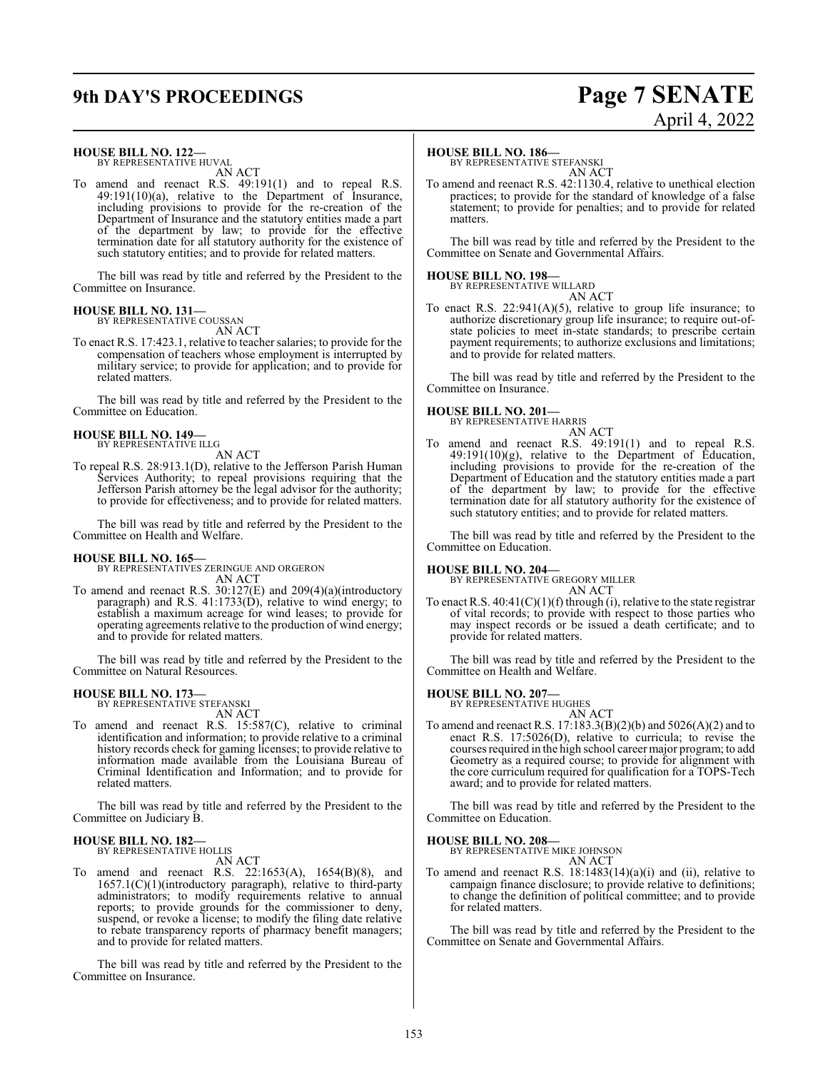**HOUSE BILL NO. 122—**
BY REPRESENTATIVE HUVAL

AN ACT

To amend and reenact R.S. 49:191(1) and to repeal R.S. 49:191(10)(a), relative to the Department of Insurance, including provisions to provide for the re-creation of the Department of Insurance and the statutory entities made a part of the department by law; to provide for the effective termination date for all statutory authority for the existence of such statutory entities; and to provide for related matters.

The bill was read by title and referred by the President to the Committee on Insurance.

**HOUSE BILL NO. 131—**
BY REPRESENTATIVE COUSSAN

AN ACT

To enact R.S. 17:423.1, relative to teacher salaries; to provide for the compensation of teachers whose employment is interrupted by military service; to provide for application; and to provide for related matters.

The bill was read by title and referred by the President to the Committee on Education.

**HOUSE BILL NO. 149—**
BY REPRESENTATIVE ILLG

AN ACT

To repeal R.S. 28:913.1(D), relative to the Jefferson Parish Human Services Authority; to repeal provisions requiring that the Jefferson Parish attorney be the legal advisor for the authority; to provide for effectiveness; and to provide for related matters.

The bill was read by title and referred by the President to the Committee on Health and Welfare.

**HOUSE BILL NO. 165—**
BY REPRESENTATIVES ZERINGUE AND ORGERON

AN ACT

To amend and reenact R.S. 30:127(E) and 209(4)(a)(introductory paragraph) and R.S. 41:1733(D), relative to wind energy; to establish a maximum acreage for wind leases; to provide for operating agreements relative to the production of wind energy; and to provide for related matters.

The bill was read by title and referred by the President to the Committee on Natural Resources.

**HOUSE BILL NO. 173—**
BY REPRESENTATIVE STEFANSKI

AN ACT

To amend and reenact R.S. 15:587(C), relative to criminal identification and information; to provide relative to a criminal history records check for gaming licenses; to provide relative to information made available from the Louisiana Bureau of Criminal Identification and Information; and to provide for related matters.

The bill was read by title and referred by the President to the Committee on Judiciary B.

**HOUSE BILL NO. 182—**
BY REPRESENTATIVE HOLLIS

AN ACT

To amend and reenact R.S. 22:1653(A), 1654(B)(8), and 1657.1(C)(1)(introductory paragraph), relative to third-party administrators; to modify requirements relative to annual reports; to provide grounds for the commissioner to deny, suspend, or revoke a license; to modify the filing date relative to rebate transparency reports of pharmacy benefit managers; and to provide for related matters.

The bill was read by title and referred by the President to the Committee on Insurance.

**HOUSE BILL NO. 186—**
BY REPRESENTATIVE STEFANSKI

AN ACT

To amend and reenact R.S. 42:1130.4, relative to unethical election practices; to provide for the standard of knowledge of a false statement; to provide for penalties; and to provide for related matters.

The bill was read by title and referred by the President to the Committee on Senate and Governmental Affairs.

**HOUSE BILL NO. 198—**
BY REPRESENTATIVE WILLARD

AN ACT

To enact R.S. 22:941(A)(5), relative to group life insurance; to authorize discretionary group life insurance; to require out-of-state policies to meet in-state standards; to prescribe certain payment requirements; to authorize exclusions and limitations; and to provide for related matters.

The bill was read by title and referred by the President to the Committee on Insurance.

**HOUSE BILL NO. 201—**
BY REPRESENTATIVE HARRIS

AN ACT

To amend and reenact R.S. 49:191(1) and to repeal R.S. 49:191(10)(g), relative to the Department of Education, including provisions to provide for the re-creation of the Department of Education and the statutory entities made a part of the department by law; to provide for the effective termination date for all statutory authority for the existence of such statutory entities; and to provide for related matters.

The bill was read by title and referred by the President to the Committee on Education.

**HOUSE BILL NO. 204—**
BY REPRESENTATIVE GREGORY MILLER

AN ACT

To enact R.S. 40:41(C)(1)(f) through (i), relative to the state registrar of vital records; to provide with respect to those parties who may inspect records or be issued a death certificate; and to provide for related matters.

The bill was read by title and referred by the President to the Committee on Health and Welfare.

**HOUSE BILL NO. 207—**
BY REPRESENTATIVE HUGHES

AN ACT

To amend and reenact R.S. 17:183.3(B)(2)(b) and 5026(A)(2) and to enact R.S. 17:5026(D), relative to curricula; to revise the courses required in the high school career major program; to add Geometry as a required course; to provide for alignment with the core curriculum required for qualification for a TOPS-Tech award; and to provide for related matters.

The bill was read by title and referred by the President to the Committee on Education.

**HOUSE BILL NO. 208—**
BY REPRESENTATIVE MIKE JOHNSON

AN ACT

To amend and reenact R.S. 18:1483(14)(a)(i) and (ii), relative to campaign finance disclosure; to provide relative to definitions; to change the definition of political committee; and to provide for related matters.

The bill was read by title and referred by the President to the Committee on Senate and Governmental Affairs.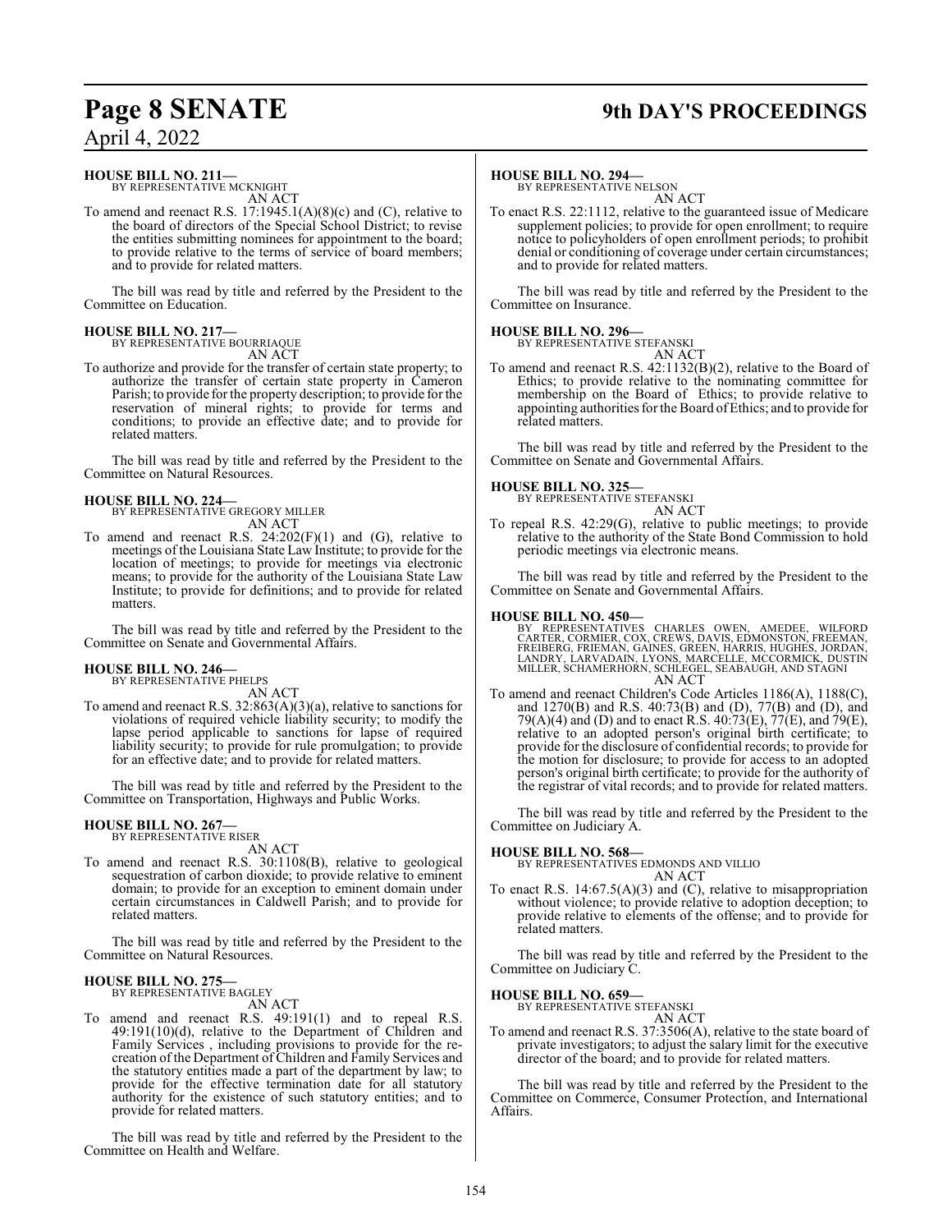**HOUSE BILL NO. 211—**
BY REPRESENTATIVE MCKNIGHT
AN ACT

To amend and reenact R.S. 17:1945.1(A)(8)(c) and (C), relative to the board of directors of the Special School District; to revise the entities submitting nominees for appointment to the board; to provide relative to the terms of service of board members; and to provide for related matters.

The bill was read by title and referred by the President to the Committee on Education.

**HOUSE BILL NO. 217—**
BY REPRESENTATIVE BOURRIAQUE
AN ACT

To authorize and provide for the transfer of certain state property; to authorize the transfer of certain state property in Cameron Parish; to provide for the property description; to provide for the reservation of mineral rights; to provide for terms and conditions; to provide an effective date; and to provide for related matters.

The bill was read by title and referred by the President to the Committee on Natural Resources.

**HOUSE BILL NO. 224—**
BY REPRESENTATIVE GREGORY MILLER
AN ACT

To amend and reenact R.S. 24:202(F)(1) and (G), relative to meetings of the Louisiana State Law Institute; to provide for the location of meetings; to provide for meetings via electronic means; to provide for the authority of the Louisiana State Law Institute; to provide for definitions; and to provide for related matters.

The bill was read by title and referred by the President to the Committee on Senate and Governmental Affairs.

**HOUSE BILL NO. 246—**
BY REPRESENTATIVE PHELPS
AN ACT

To amend and reenact R.S. 32:863(A)(3)(a), relative to sanctions for violations of required vehicle liability security; to modify the lapse period applicable to sanctions for lapse of required liability security; to provide for rule promulgation; to provide for an effective date; and to provide for related matters.

The bill was read by title and referred by the President to the Committee on Transportation, Highways and Public Works.

**HOUSE BILL NO. 267—**
BY REPRESENTATIVE RISER
AN ACT

To amend and reenact R.S. 30:1108(B), relative to geological sequestration of carbon dioxide; to provide relative to eminent domain; to provide for an exception to eminent domain under certain circumstances in Caldwell Parish; and to provide for related matters.

The bill was read by title and referred by the President to the Committee on Natural Resources.

**HOUSE BILL NO. 275—**
BY REPRESENTATIVE BAGLEY
AN ACT

To amend and reenact R.S. 49:191(1) and to repeal R.S. 49:191(10)(d), relative to the Department of Children and Family Services , including provisions to provide for the re-creation of the Department of Children and Family Services and the statutory entities made a part of the department by law; to provide for the effective termination date for all statutory authority for the existence of such statutory entities; and to provide for related matters.

The bill was read by title and referred by the President to the Committee on Health and Welfare.

**HOUSE BILL NO. 294—**
BY REPRESENTATIVE NELSON
AN ACT

To enact R.S. 22:1112, relative to the guaranteed issue of Medicare supplement policies; to provide for open enrollment; to require notice to policyholders of open enrollment periods; to prohibit denial or conditioning of coverage under certain circumstances; and to provide for related matters.

The bill was read by title and referred by the President to the Committee on Insurance.

**HOUSE BILL NO. 296—**
BY REPRESENTATIVE STEFANSKI
AN ACT

To amend and reenact R.S. 42:1132(B)(2), relative to the Board of Ethics; to provide relative to the nominating committee for membership on the Board of Ethics; to provide relative to appointing authorities for the Board of Ethics; and to provide for related matters.

The bill was read by title and referred by the President to the Committee on Senate and Governmental Affairs.

**HOUSE BILL NO. 325—**
BY REPRESENTATIVE STEFANSKI
AN ACT

To repeal R.S. 42:29(G), relative to public meetings; to provide relative to the authority of the State Bond Commission to hold periodic meetings via electronic means.

The bill was read by title and referred by the President to the Committee on Senate and Governmental Affairs.

**HOUSE BILL NO. 450—**
BY REPRESENTATIVES CHARLES OWEN, AMEDEE, WILFORD CARTER, CORMIER, COX, CREWS, DAVIS, EDMONSTON, FREEMAN, FREIBERG, FRIEMAN, GAINES, GREEN, HARRIS, HUGHES, JORDAN, LANDRY, LARVADAIN, LYONS, MARCELLE, MCCORMICK, DUSTIN MILLER, SCHAMERHORN, SCHLEGEL, SEABAUGH, AND STAGNI
AN ACT

To amend and reenact Children's Code Articles 1186(A), 1188(C), and 1270(B) and R.S. 40:73(B) and (D), 77(B) and (D), and 79(A)(4) and (D) and to enact R.S. 40:73(E), 77(E), and 79(E), relative to an adopted person's original birth certificate; to provide for the disclosure of confidential records; to provide for the motion for disclosure; to provide for access to an adopted person's original birth certificate; to provide for the authority of the registrar of vital records; and to provide for related matters.

The bill was read by title and referred by the President to the Committee on Judiciary A.

**HOUSE BILL NO. 568—**
BY REPRESENTATIVES EDMONDS AND VILLIO
AN ACT

To enact R.S. 14:67.5(A)(3) and (C), relative to misappropriation without violence; to provide relative to adoption deception; to provide relative to elements of the offense; and to provide for related matters.

The bill was read by title and referred by the President to the Committee on Judiciary C.

**HOUSE BILL NO. 659—**
BY REPRESENTATIVE STEFANSKI
AN ACT

To amend and reenact R.S. 37:3506(A), relative to the state board of private investigators; to adjust the salary limit for the executive director of the board; and to provide for related matters.

The bill was read by title and referred by the President to the Committee on Commerce, Consumer Protection, and International Affairs.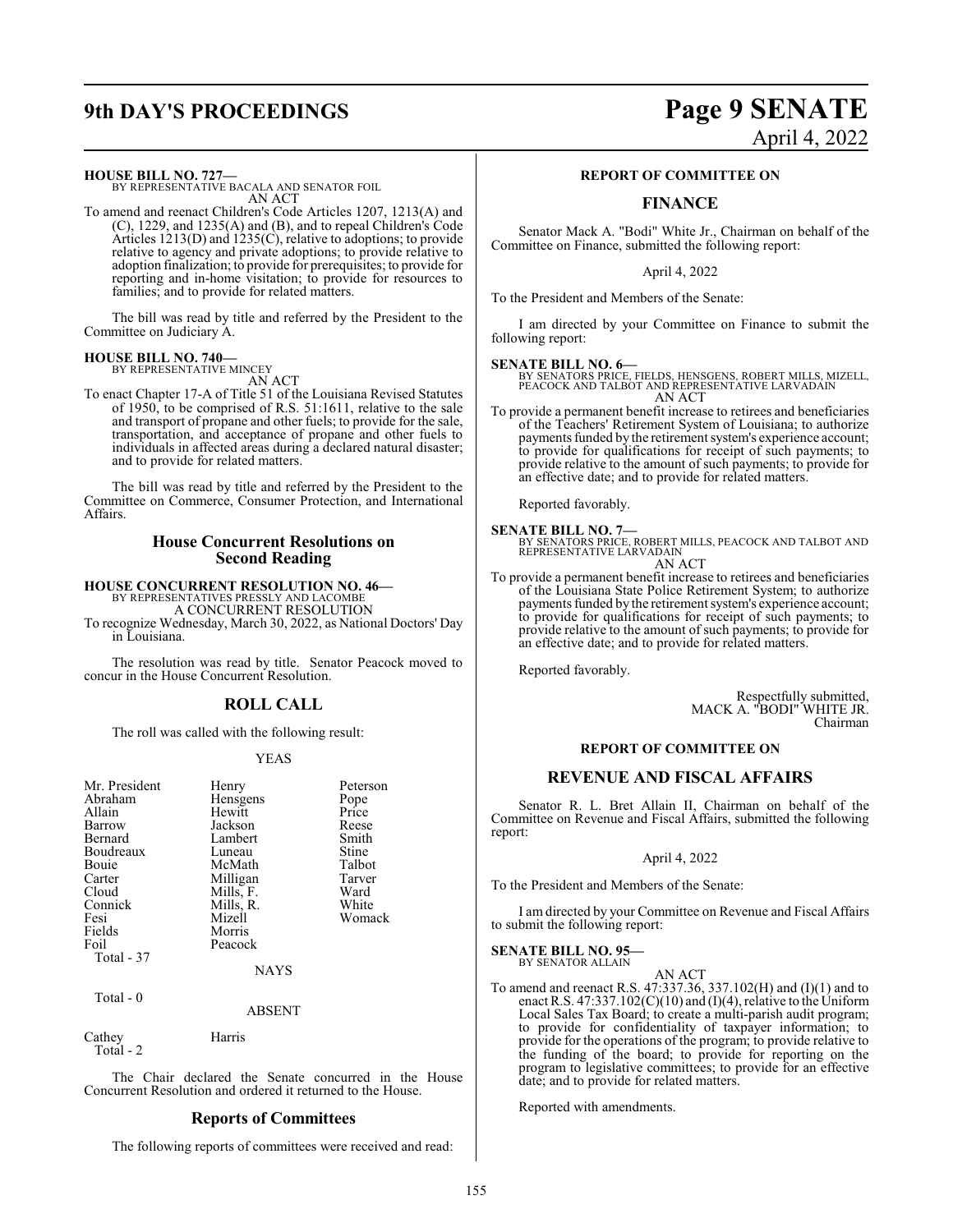**HOUSE BILL NO. 727—**
BY REPRESENTATIVE BACALA AND SENATOR FOIL
AN ACT

To amend and reenact Children's Code Articles 1207, 1213(A) and (C), 1229, and 1235(A) and (B), and to repeal Children's Code Articles 1213(D) and 1235(C), relative to adoptions; to provide relative to agency and private adoptions; to provide relative to adoption finalization; to provide for prerequisites; to provide for reporting and in-home visitation; to provide for resources to families; and to provide for related matters.

The bill was read by title and referred by the President to the Committee on Judiciary A.

**HOUSE BILL NO. 740—**
BY REPRESENTATIVE MINCEY
AN ACT

To enact Chapter 17-A of Title 51 of the Louisiana Revised Statutes of 1950, to be comprised of R.S. 51:1611, relative to the sale and transport of propane and other fuels; to provide for the sale, transportation, and acceptance of propane and other fuels to individuals in affected areas during a declared natural disaster; and to provide for related matters.

The bill was read by title and referred by the President to the Committee on Commerce, Consumer Protection, and International Affairs.

## House Concurrent Resolutions on Second Reading

**HOUSE CONCURRENT RESOLUTION NO. 46—**
BY REPRESENTATIVES PRESSLY AND LACOMBE
A CONCURRENT RESOLUTION

To recognize Wednesday, March 30, 2022, as National Doctors' Day in Louisiana.

The resolution was read by title. Senator Peacock moved to concur in the House Concurrent Resolution.

## ROLL CALL

The roll was called with the following result:

YEAS

| | | |
|---|---|---|
| Mr. President | Henry | Peterson |
| Abraham | Hensgens | Pope |
| Allain | Hewitt | Price |
| Barrow | Jackson | Reese |
| Bernard | Lambert | Smith |
| Boudreaux | Luneau | Stine |
| Bouie | McMath | Talbot |
| Carter | Milligan | Tarver |
| Cloud | Mills, F. | Ward |
| Connick | Mills, R. | White |
| Fesi | Mizell | Womack |
| Fields | Morris | |
| Foil | Peacock | |
| Total - 37 | | |

NAYS

Total - 0

ABSENT

| | |
|---|---|
| Cathey | Harris |
| Total - 2 | |

The Chair declared the Senate concurred in the House Concurrent Resolution and ordered it returned to the House.

## Reports of Committees

The following reports of committees were received and read:

### REPORT OF COMMITTEE ON

## FINANCE

Senator Mack A. "Bodi" White Jr., Chairman on behalf of the Committee on Finance, submitted the following report:

April 4, 2022

To the President and Members of the Senate:

I am directed by your Committee on Finance to submit the following report:

**SENATE BILL NO. 6—**
BY SENATORS PRICE, FIELDS, HENSGENS, ROBERT MILLS, MIZELL, PEACOCK AND TALBOT AND REPRESENTATIVE LARVADAIN
AN ACT

To provide a permanent benefit increase to retirees and beneficiaries of the Teachers' Retirement System of Louisiana; to authorize payments funded by the retirement system's experience account; to provide for qualifications for receipt of such payments; to provide relative to the amount of such payments; to provide for an effective date; and to provide for related matters.

Reported favorably.

**SENATE BILL NO. 7—**
BY SENATORS PRICE, ROBERT MILLS, PEACOCK AND TALBOT AND REPRESENTATIVE LARVADAIN
AN ACT

To provide a permanent benefit increase to retirees and beneficiaries of the Louisiana State Police Retirement System; to authorize payments funded by the retirement system's experience account; to provide for qualifications for receipt of such payments; to provide relative to the amount of such payments; to provide for an effective date; and to provide for related matters.

Reported favorably.

Respectfully submitted,
MACK A. "BODI" WHITE JR.
Chairman

### REPORT OF COMMITTEE ON

## REVENUE AND FISCAL AFFAIRS

Senator R. L. Bret Allain II, Chairman on behalf of the Committee on Revenue and Fiscal Affairs, submitted the following report:

April 4, 2022

To the President and Members of the Senate:

I am directed by your Committee on Revenue and Fiscal Affairs to submit the following report:

**SENATE BILL NO. 95—**
BY SENATOR ALLAIN
AN ACT

To amend and reenact R.S. 47:337.36, 337.102(H) and (I)(1) and to enact R.S. 47:337.102(C)(10) and (I)(4), relative to the Uniform Local Sales Tax Board; to create a multi-parish audit program; to provide for confidentiality of taxpayer information; to provide for the operations of the program; to provide relative to the funding of the board; to provide for reporting on the program to legislative committees; to provide for an effective date; and to provide for related matters.

Reported with amendments.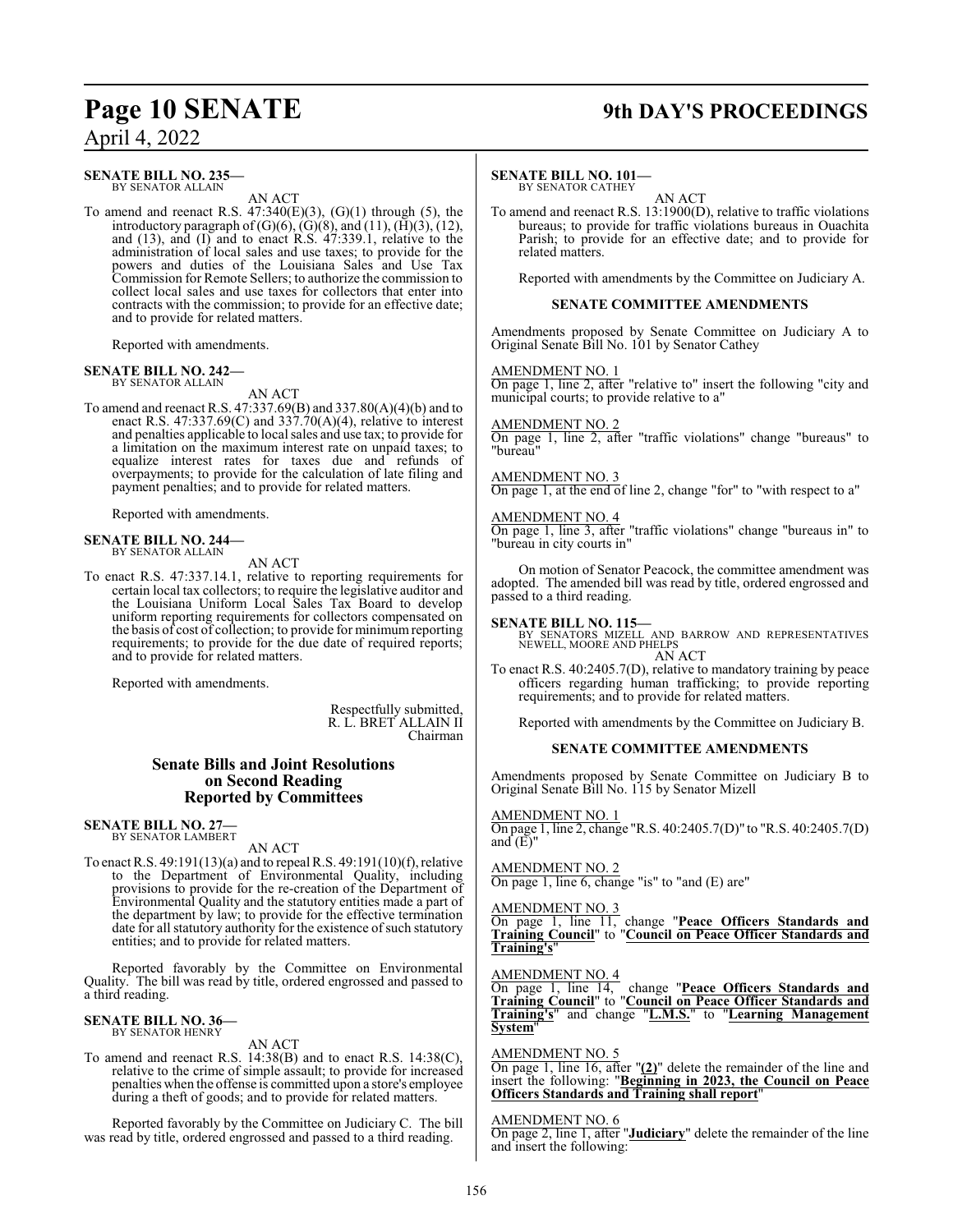**SENATE BILL NO. 235—**
BY SENATOR ALLAIN

AN ACT

To amend and reenact R.S. 47:340(E)(3), (G)(1) through (5), the introductory paragraph of (G)(6), (G)(8), and (11), (H)(3), (12), and (13), and (I) and to enact R.S. 47:339.1, relative to the administration of local sales and use taxes; to provide for the powers and duties of the Louisiana Sales and Use Tax Commission for Remote Sellers; to authorize the commission to collect local sales and use taxes for collectors that enter into contracts with the commission; to provide for an effective date; and to provide for related matters.

Reported with amendments.

**SENATE BILL NO. 242—**
BY SENATOR ALLAIN

AN ACT

To amend and reenact R.S. 47:337.69(B) and 337.80(A)(4)(b) and to enact R.S. 47:337.69(C) and 337.70(A)(4), relative to interest and penalties applicable to local sales and use tax; to provide for a limitation on the maximum interest rate on unpaid taxes; to equalize interest rates for taxes due and refunds of overpayments; to provide for the calculation of late filing and payment penalties; and to provide for related matters.

Reported with amendments.

**SENATE BILL NO. 244—**
BY SENATOR ALLAIN

AN ACT

To enact R.S. 47:337.14.1, relative to reporting requirements for certain local tax collectors; to require the legislative auditor and the Louisiana Uniform Local Sales Tax Board to develop uniform reporting requirements for collectors compensated on the basis of cost of collection; to provide for minimum reporting requirements; to provide for the due date of required reports; and to provide for related matters.

Reported with amendments.

Respectfully submitted,
R. L. BRET ALLAIN II
Chairman

## Senate Bills and Joint Resolutions on Second Reading Reported by Committees

**SENATE BILL NO. 27—**
BY SENATOR LAMBERT

AN ACT

To enact R.S. 49:191(13)(a) and to repeal R.S. 49:191(10)(f), relative to the Department of Environmental Quality, including provisions to provide for the re-creation of the Department of Environmental Quality and the statutory entities made a part of the department by law; to provide for the effective termination date for all statutory authority for the existence of such statutory entities; and to provide for related matters.

Reported favorably by the Committee on Environmental Quality. The bill was read by title, ordered engrossed and passed to a third reading.

**SENATE BILL NO. 36—**
BY SENATOR HENRY

AN ACT

To amend and reenact R.S. 14:38(B) and to enact R.S. 14:38(C), relative to the crime of simple assault; to provide for increased penalties when the offense is committed upon a store's employee during a theft of goods; and to provide for related matters.

Reported favorably by the Committee on Judiciary C. The bill was read by title, ordered engrossed and passed to a third reading.

**SENATE BILL NO. 101—**
BY SENATOR CATHEY

AN ACT

To amend and reenact R.S. 13:1900(D), relative to traffic violations bureaus; to provide for traffic violations bureaus in Ouachita Parish; to provide for an effective date; and to provide for related matters.

Reported with amendments by the Committee on Judiciary A.

**SENATE COMMITTEE AMENDMENTS**

Amendments proposed by Senate Committee on Judiciary A to Original Senate Bill No. 101 by Senator Cathey

AMENDMENT NO. 1
On page 1, line 2, after "relative to" insert the following "city and municipal courts; to provide relative to a"

AMENDMENT NO. 2
On page 1, line 2, after "traffic violations" change "bureaus" to "bureau"

AMENDMENT NO. 3
On page 1, at the end of line 2, change "for" to "with respect to a"

AMENDMENT NO. 4
On page 1, line 3, after "traffic violations" change "bureaus in" to "bureau in city courts in"

On motion of Senator Peacock, the committee amendment was adopted. The amended bill was read by title, ordered engrossed and passed to a third reading.

**SENATE BILL NO. 115—**
BY SENATORS MIZELL AND BARROW AND REPRESENTATIVES NEWELL, MOORE AND PHELPS

AN ACT

To enact R.S. 40:2405.7(D), relative to mandatory training by peace officers regarding human trafficking; to provide reporting requirements; and to provide for related matters.

Reported with amendments by the Committee on Judiciary B.

**SENATE COMMITTEE AMENDMENTS**

Amendments proposed by Senate Committee on Judiciary B to Original Senate Bill No. 115 by Senator Mizell

AMENDMENT NO. 1
On page 1, line 2, change "R.S. 40:2405.7(D)" to "R.S. 40:2405.7(D) and (E)"

AMENDMENT NO. 2
On page 1, line 6, change "is" to "and (E) are"

AMENDMENT NO. 3
On page 1, line 11, change "**Peace Officers Standards and Training Council**" to "**Council on Peace Officer Standards and Training's**"

AMENDMENT NO. 4
On page 1, line 14, change "**Peace Officers Standards and Training Council**" to "**Council on Peace Officer Standards and Training's**" and change "**L.M.S.**" to "**Learning Management System**"

AMENDMENT NO. 5
On page 1, line 16, after "**(2)**" delete the remainder of the line and insert the following: "**Beginning in 2023, the Council on Peace Officers Standards and Training shall report**"

AMENDMENT NO. 6
On page 2, line 1, after "**Judiciary**" delete the remainder of the line and insert the following: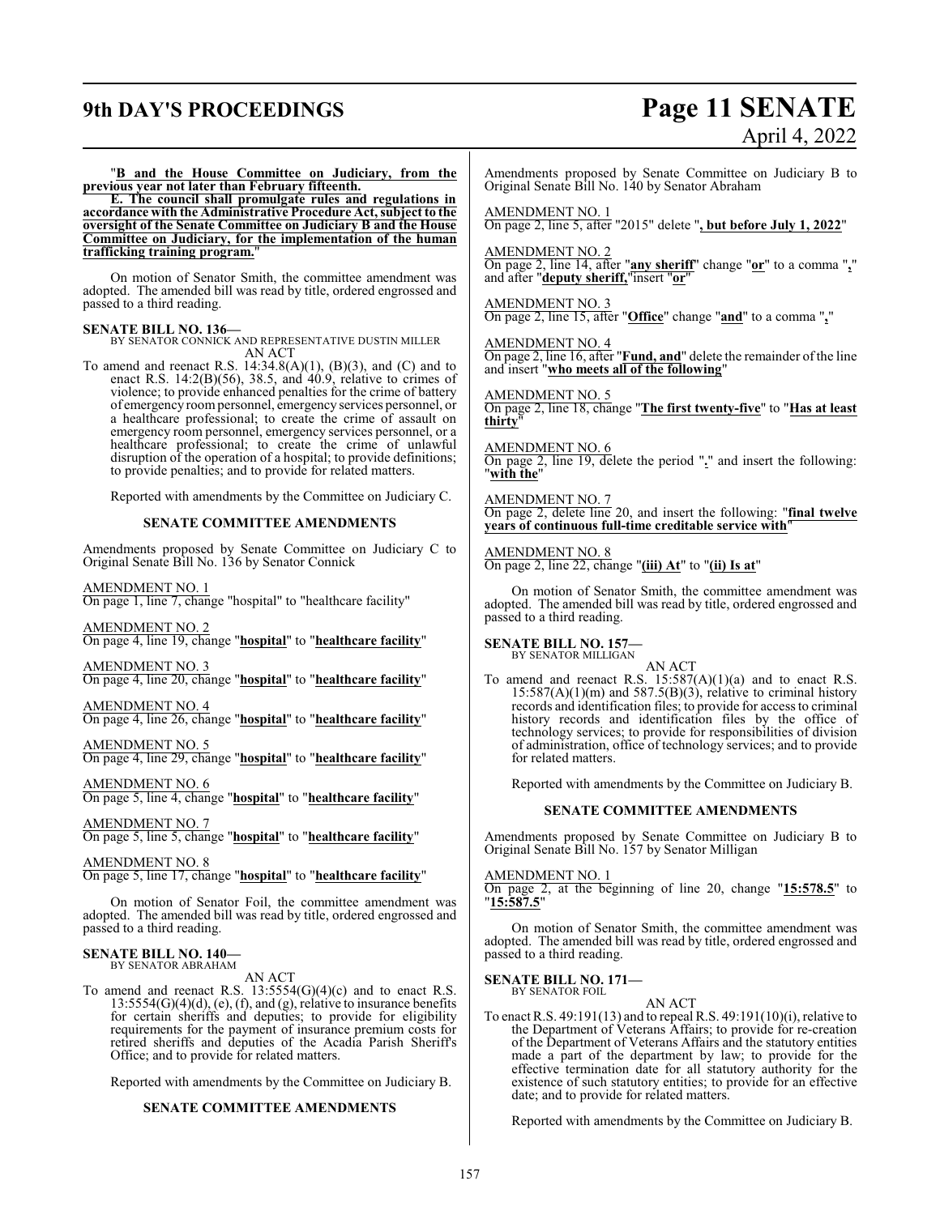"**B and the House Committee on Judiciary, from the previous year not later than February fifteenth.**

**E. The council shall promulgate rules and regulations in accordance with the Administrative Procedure Act, subject to the oversight of the Senate Committee on Judiciary B and the House Committee on Judiciary, for the implementation of the human trafficking training program.**"

On motion of Senator Smith, the committee amendment was adopted. The amended bill was read by title, ordered engrossed and passed to a third reading.

**SENATE BILL NO. 136—**
BY SENATOR CONNICK AND REPRESENTATIVE DUSTIN MILLER

AN ACT

To amend and reenact R.S. 14:34.8(A)(1), (B)(3), and (C) and to enact R.S. 14:2(B)(56), 38.5, and 40.9, relative to crimes of violence; to provide enhanced penalties for the crime of battery of emergency room personnel, emergency services personnel, or a healthcare professional; to create the crime of assault on emergency room personnel, emergency services personnel, or a healthcare professional; to create the crime of unlawful disruption of the operation of a hospital; to provide definitions; to provide penalties; and to provide for related matters.

Reported with amendments by the Committee on Judiciary C.

**SENATE COMMITTEE AMENDMENTS**

Amendments proposed by Senate Committee on Judiciary C to Original Senate Bill No. 136 by Senator Connick

AMENDMENT NO. 1
On page 1, line 7, change "hospital" to "healthcare facility"

AMENDMENT NO. 2
On page 4, line 19, change "**hospital**" to "**healthcare facility**"

AMENDMENT NO. 3
On page 4, line 20, change "**hospital**" to "**healthcare facility**"

AMENDMENT NO. 4
On page 4, line 26, change "**hospital**" to "**healthcare facility**"

AMENDMENT NO. 5
On page 4, line 29, change "**hospital**" to "**healthcare facility**"

AMENDMENT NO. 6
On page 5, line 4, change "**hospital**" to "**healthcare facility**"

AMENDMENT NO. 7
On page 5, line 5, change "**hospital**" to "**healthcare facility**"

AMENDMENT NO. 8
On page 5, line 17, change "**hospital**" to "**healthcare facility**"

On motion of Senator Foil, the committee amendment was adopted. The amended bill was read by title, ordered engrossed and passed to a third reading.

**SENATE BILL NO. 140—**
BY SENATOR ABRAHAM

AN ACT

To amend and reenact R.S. 13:5554(G)(4)(c) and to enact R.S. 13:5554(G)(4)(d), (e), (f), and (g), relative to insurance benefits for certain sheriffs and deputies; to provide for eligibility requirements for the payment of insurance premium costs for retired sheriffs and deputies of the Acadia Parish Sheriff's Office; and to provide for related matters.

Reported with amendments by the Committee on Judiciary B.

**SENATE COMMITTEE AMENDMENTS**

Amendments proposed by Senate Committee on Judiciary B to Original Senate Bill No. 140 by Senator Abraham

AMENDMENT NO. 1
On page 2, line 5, after "2015" delete "**, but before July 1, 2022**"

AMENDMENT NO. 2
On page 2, line 14, after "**any sheriff**" change "**or**" to a comma "**,**" and after "**deputy sheriff,**" insert "**or**"

AMENDMENT NO. 3
On page 2, line 15, after "**Office**" change "**and**" to a comma "**,**"

AMENDMENT NO. 4
On page 2, line 16, after "**Fund, and**" delete the remainder of the line and insert "**who meets all of the following**"

AMENDMENT NO. 5
On page 2, line 18, change "**The first twenty-five**" to "**Has at least thirty**"

AMENDMENT NO. 6
On page 2, line 19, delete the period "**.**" and insert the following: "**with the**"

AMENDMENT NO. 7
On page 2, delete line 20, and insert the following: "**final twelve years of continuous full-time creditable service with**"

AMENDMENT NO. 8
On page 2, line 22, change "**(iii) At**" to "**(ii) Is at**"

On motion of Senator Smith, the committee amendment was adopted. The amended bill was read by title, ordered engrossed and passed to a third reading.

**SENATE BILL NO. 157—**
BY SENATOR MILLIGAN

AN ACT

To amend and reenact R.S. 15:587(A)(1)(a) and to enact R.S. 15:587(A)(1)(m) and 587.5(B)(3), relative to criminal history records and identification files; to provide for access to criminal history records and identification files by the office of technology services; to provide for responsibilities of division of administration, office of technology services; and to provide for related matters.

Reported with amendments by the Committee on Judiciary B.

**SENATE COMMITTEE AMENDMENTS**

Amendments proposed by Senate Committee on Judiciary B to Original Senate Bill No. 157 by Senator Milligan

AMENDMENT NO. 1
On page 2, at the beginning of line 20, change "**15:578.5**" to "**15:587.5**"

On motion of Senator Smith, the committee amendment was adopted. The amended bill was read by title, ordered engrossed and passed to a third reading.

**SENATE BILL NO. 171—**
BY SENATOR FOIL

AN ACT

To enact R.S. 49:191(13) and to repeal R.S. 49:191(10)(i), relative to the Department of Veterans Affairs; to provide for re-creation of the Department of Veterans Affairs and the statutory entities made a part of the department by law; to provide for the effective termination date for all statutory authority for the existence of such statutory entities; to provide for an effective date; and to provide for related matters.

Reported with amendments by the Committee on Judiciary B.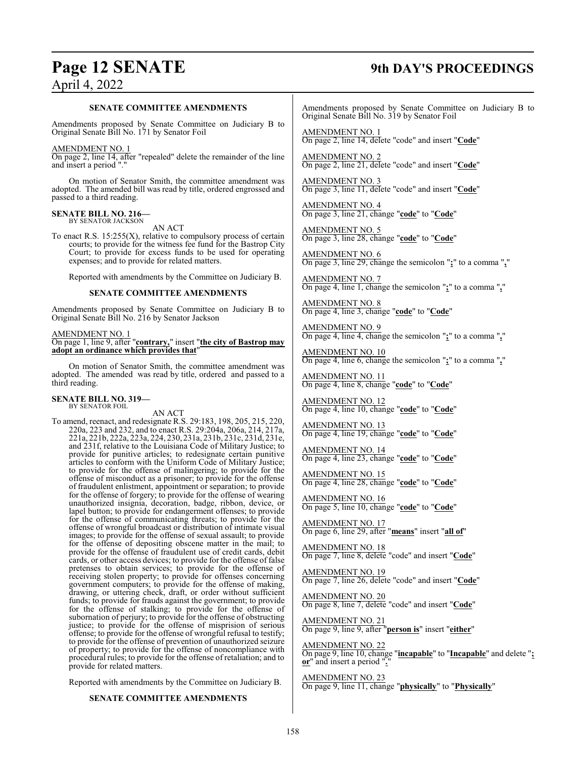### SENATE COMMITTEE AMENDMENTS

Amendments proposed by Senate Committee on Judiciary B to Original Senate Bill No. 171 by Senator Foil

AMENDMENT NO. 1
On page 2, line 14, after "repealed" delete the remainder of the line and insert a period "."

On motion of Senator Smith, the committee amendment was adopted. The amended bill was read by title, ordered engrossed and passed to a third reading.

**SENATE BILL NO. 216—**
BY SENATOR JACKSON

AN ACT

To enact R.S. 15:255(X), relative to compulsory process of certain courts; to provide for the witness fee fund for the Bastrop City Court; to provide for excess funds to be used for operating expenses; and to provide for related matters.

Reported with amendments by the Committee on Judiciary B.

### SENATE COMMITTEE AMENDMENTS

Amendments proposed by Senate Committee on Judiciary B to Original Senate Bill No. 216 by Senator Jackson

AMENDMENT NO. 1
On page 1, line 9, after "**contrary,**" insert "**the city of Bastrop may adopt an ordinance which provides that**"

On motion of Senator Smith, the committee amendment was adopted. The amended was read by title, ordered and passed to a third reading.

**SENATE BILL NO. 319—**
BY SENATOR FOIL

AN ACT

To amend, reenact, and redesignate R.S. 29:183, 198, 205, 215, 220, 220a, 223 and 232, and to enact R.S. 29:204a, 206a, 214, 217a, 221a, 221b, 222a, 223a, 224, 230, 231a, 231b, 231c, 231d, 231e, and 231f, relative to the Louisiana Code of Military Justice; to provide for punitive articles; to redesignate certain punitive articles to conform with the Uniform Code of Military Justice; to provide for the offense of malingering; to provide for the offense of misconduct as a prisoner; to provide for the offense of fraudulent enlistment, appointment or separation; to provide for the offense of forgery; to provide for the offense of wearing unauthorized insignia, decoration, badge, ribbon, device, or lapel button; to provide for endangerment offenses; to provide for the offense of communicating threats; to provide for the offense of wrongful broadcast or distribution of intimate visual images; to provide for the offense of sexual assault; to provide for the offense of depositing obscene matter in the mail; to provide for the offense of fraudulent use of credit cards, debit cards, or other access devices; to provide for the offense of false pretenses to obtain services; to provide for the offense of receiving stolen property; to provide for offenses concerning government computers; to provide for the offense of making, drawing, or uttering check, draft, or order without sufficient funds; to provide for frauds against the government; to provide for the offense of stalking; to provide for the offense of subornation of perjury; to provide for the offense of obstructing justice; to provide for the offense of misprision of serious offense; to provide for the offense of wrongful refusal to testify; to provide for the offense of prevention of unauthorized seizure of property; to provide for the offense of noncompliance with procedural rules; to provide for the offense of retaliation; and to provide for related matters.

Reported with amendments by the Committee on Judiciary B.

### SENATE COMMITTEE AMENDMENTS

Amendments proposed by Senate Committee on Judiciary B to Original Senate Bill No. 319 by Senator Foil

AMENDMENT NO. 1
On page 2, line 14, delete "code" and insert "**Code**"

AMENDMENT NO. 2
On page 2, line 21, delete "code" and insert "**Code**"

AMENDMENT NO. 3
On page 3, line 11, delete "code" and insert "**Code**"

AMENDMENT NO. 4
On page 3, line 21, change "**code**" to "**Code**"

AMENDMENT NO. 5
On page 3, line 28, change "**code**" to "**Code**"

AMENDMENT NO. 6
On page 3, line 29, change the semicolon "**;**" to a comma "**,**"

AMENDMENT NO. 7
On page 4, line 1, change the semicolon "**;**" to a comma "**,**"

AMENDMENT NO. 8
On page 4, line 3, change "**code**" to "**Code**"

AMENDMENT NO. 9
On page 4, line 4, change the semicolon "**;**" to a comma "**,**"

AMENDMENT NO. 10
On page 4, line 6, change the semicolon "**;**" to a comma "**,**"

AMENDMENT NO. 11
On page 4, line 8, change "**code**" to "**Code**"

AMENDMENT NO. 12
On page 4, line 10, change "**code**" to "**Code**"

AMENDMENT NO. 13
On page 4, line 19, change "**code**" to "**Code**"

AMENDMENT NO. 14
On page 4, line 23, change "**code**" to "**Code**"

AMENDMENT NO. 15
On page 4, line 28, change "**code**" to "**Code**"

AMENDMENT NO. 16
On page 5, line 10, change "**code**" to "**Code**"

AMENDMENT NO. 17
On page 6, line 29, after "**means**" insert "**all of**"

AMENDMENT NO. 18
On page 7, line 8, delete "code" and insert "**Code**"

AMENDMENT NO. 19
On page 7, line 26, delete "code" and insert "**Code**"

AMENDMENT NO. 20
On page 8, line 7, delete "code" and insert "**Code**"

AMENDMENT NO. 21
On page 9, line 9, after "**person is**" insert "**either**"

AMENDMENT NO. 22
On page 9, line 10, change "**incapable**" to "**Incapable**" and delete "**; or**" and insert a period "**.**"

AMENDMENT NO. 23
On page 9, line 11, change "**physically**" to "**Physically**"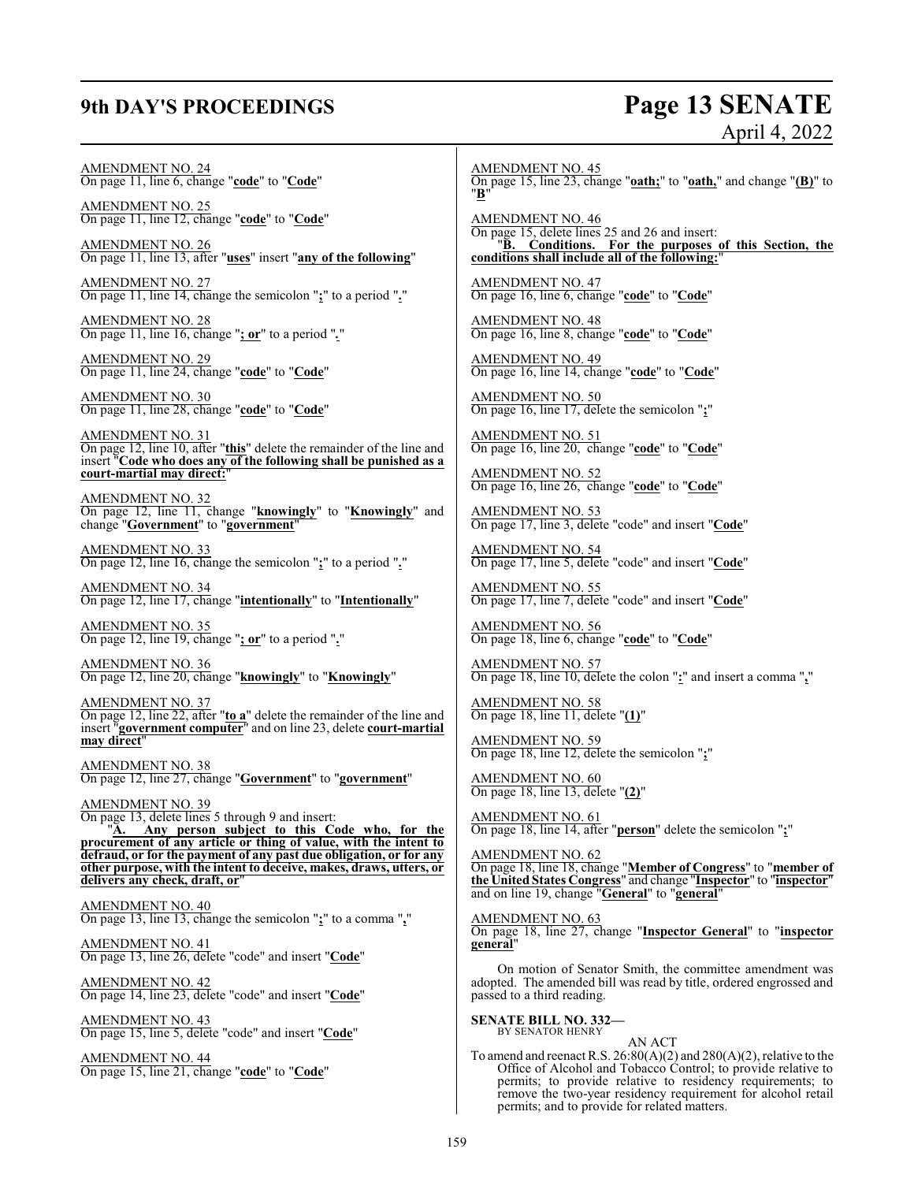AMENDMENT NO. 24
On page 11, line 6, change "**code**" to "**Code**"

AMENDMENT NO. 25
On page 11, line 12, change "**code**" to "**Code**"

AMENDMENT NO. 26
On page 11, line 13, after "**uses**" insert "**any of the following**"

AMENDMENT NO. 27
On page 11, line 14, change the semicolon "**;**" to a period "**.**"

AMENDMENT NO. 28
On page 11, line 16, change "**; or**" to a period "**.**"

AMENDMENT NO. 29
On page 11, line 24, change "**code**" to "**Code**"

AMENDMENT NO. 30
On page 11, line 28, change "**code**" to "**Code**"

AMENDMENT NO. 31
On page 12, line 10, after "**this**" delete the remainder of the line and insert "**Code who does any of the following shall be punished as a court-martial may direct:**"

AMENDMENT NO. 32
On page 12, line 11, change "**knowingly**" to "**Knowingly**" and change "**Government**" to "**government**"

AMENDMENT NO. 33
On page 12, line 16, change the semicolon "**;**" to a period "**.**"

AMENDMENT NO. 34
On page 12, line 17, change "**intentionally**" to "**Intentionally**"

AMENDMENT NO. 35
On page 12, line 19, change "**; or**" to a period "**.**"

AMENDMENT NO. 36
On page 12, line 20, change "**knowingly**" to "**Knowingly**"

AMENDMENT NO. 37
On page 12, line 22, after "**to a**" delete the remainder of the line and insert "**government computer**" and on line 23, delete **court-martial may direct**"

AMENDMENT NO. 38
On page 12, line 27, change "**Government**" to "**government**"

AMENDMENT NO. 39
On page 13, delete lines 5 through 9 and insert:
"**A. Any person subject to this Code who, for the procurement of any article or thing of value, with the intent to defraud, or for the payment of any past due obligation, or for any other purpose, with the intent to deceive, makes, draws, utters, or delivers any check, draft, or**"

AMENDMENT NO. 40
On page 13, line 13, change the semicolon "**;**" to a comma "**,**"

AMENDMENT NO. 41
On page 13, line 26, delete "code" and insert "**Code**"

AMENDMENT NO. 42
On page 14, line 23, delete "code" and insert "**Code**"

AMENDMENT NO. 43
On page 15, line 5, delete "code" and insert "**Code**"

AMENDMENT NO. 44
On page 15, line 21, change "**code**" to "**Code**"

AMENDMENT NO. 45
On page 15, line 23, change "**oath;**" to "**oath,**" and change "**(B)**" to "**B**"

AMENDMENT NO. 46
On page 15, delete lines 25 and 26 and insert:
"**B. Conditions. For the purposes of this Section, the conditions shall include all of the following:**"

AMENDMENT NO. 47
On page 16, line 6, change "**code**" to "**Code**"

AMENDMENT NO. 48
On page 16, line 8, change "**code**" to "**Code**"

AMENDMENT NO. 49
On page 16, line 14, change "**code**" to "**Code**"

AMENDMENT NO. 50
On page 16, line 17, delete the semicolon "**;**"

AMENDMENT NO. 51
On page 16, line 20, change "**code**" to "**Code**"

AMENDMENT NO. 52
On page 16, line 26, change "**code**" to "**Code**"

AMENDMENT NO. 53
On page 17, line 3, delete "code" and insert "**Code**"

AMENDMENT NO. 54
On page 17, line 5, delete "code" and insert "**Code**"

AMENDMENT NO. 55
On page 17, line 7, delete "code" and insert "**Code**"

AMENDMENT NO. 56
On page 18, line 6, change "**code**" to "**Code**"

AMENDMENT NO. 57
On page 18, line 10, delete the colon "**:**" and insert a comma "**,**"

AMENDMENT NO. 58
On page 18, line 11, delete "**(1)**"

AMENDMENT NO. 59
On page 18, line 12, delete the semicolon "**;**"

AMENDMENT NO. 60
On page 18, line 13, delete "**(2)**"

AMENDMENT NO. 61
On page 18, line 14, after "**person**" delete the semicolon "**;**"

AMENDMENT NO. 62
On page 18, line 18, change "**Member of Congress**" to "**member of the United States Congress**" and change "**Inspector**" to "**inspector**" and on line 19, change "**General**" to "**general**"

AMENDMENT NO. 63
On page 18, line 27, change "**Inspector General**" to "**inspector general**"

On motion of Senator Smith, the committee amendment was adopted. The amended bill was read by title, ordered engrossed and passed to a third reading.

**SENATE BILL NO. 332—**
BY SENATOR HENRY

AN ACT

To amend and reenact R.S. 26:80(A)(2) and 280(A)(2), relative to the Office of Alcohol and Tobacco Control; to provide relative to permits; to provide relative to residency requirements; to remove the two-year residency requirement for alcohol retail permits; and to provide for related matters.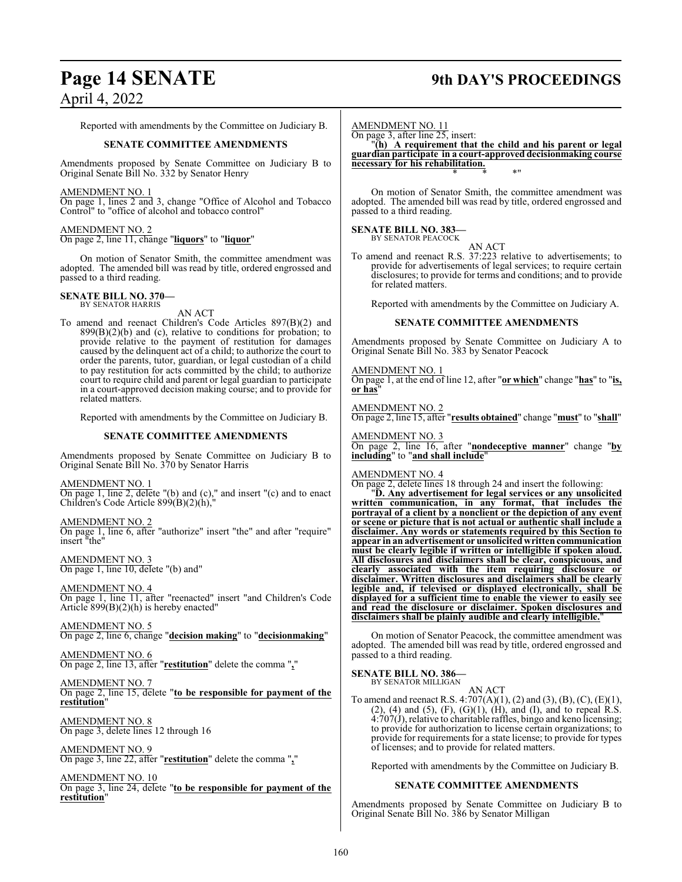Reported with amendments by the Committee on Judiciary B.

**SENATE COMMITTEE AMENDMENTS**

Amendments proposed by Senate Committee on Judiciary B to Original Senate Bill No. 332 by Senator Henry

AMENDMENT NO. 1
On page 1, lines 2 and 3, change "Office of Alcohol and Tobacco Control" to "office of alcohol and tobacco control"

AMENDMENT NO. 2
On page 2, line 11, change "**liquors**" to "**liquor**"

On motion of Senator Smith, the committee amendment was adopted. The amended bill was read by title, ordered engrossed and passed to a third reading.

**SENATE BILL NO. 370—**
BY SENATOR HARRIS

AN ACT

To amend and reenact Children's Code Articles 897(B)(2) and 899(B)(2)(b) and (c), relative to conditions for probation; to provide relative to the payment of restitution for damages caused by the delinquent act of a child; to authorize the court to order the parents, tutor, guardian, or legal custodian of a child to pay restitution for acts committed by the child; to authorize court to require child and parent or legal guardian to participate in a court-approved decision making course; and to provide for related matters.

Reported with amendments by the Committee on Judiciary B.

**SENATE COMMITTEE AMENDMENTS**

Amendments proposed by Senate Committee on Judiciary B to Original Senate Bill No. 370 by Senator Harris

AMENDMENT NO. 1
On page 1, line 2, delete "(b) and (c)," and insert "(c) and to enact Children's Code Article 899(B)(2)(h),"

AMENDMENT NO. 2
On page 1, line 6, after "authorize" insert "the" and after "require" insert "the"

AMENDMENT NO. 3
On page 1, line 10, delete "(b) and"

AMENDMENT NO. 4
On page 1, line 11, after "reenacted" insert "and Children's Code Article 899(B)(2)(h) is hereby enacted"

AMENDMENT NO. 5
On page 2, line 6, change "**decision making**" to "**decisionmaking**"

AMENDMENT NO. 6
On page 2, line 13, after "**restitution**" delete the comma "**,**"

AMENDMENT NO. 7
On page 2, line 15, delete "**to be responsible for payment of the restitution**"

AMENDMENT NO. 8
On page 3, delete lines 12 through 16

AMENDMENT NO. 9
On page 3, line 22, after "**restitution**" delete the comma "**,**"

AMENDMENT NO. 10
On page 3, line 24, delete "**to be responsible for payment of the restitution**"

AMENDMENT NO. 11
On page 3, after line 25, insert:

"**(h) A requirement that the child and his parent or legal guardian participate in a court-approved decisionmaking course necessary for his rehabilitation.**

\* \* \*"

On motion of Senator Smith, the committee amendment was adopted. The amended bill was read by title, ordered engrossed and passed to a third reading.

**SENATE BILL NO. 383—**
BY SENATOR PEACOCK

AN ACT

To amend and reenact R.S. 37:223 relative to advertisements; to provide for advertisements of legal services; to require certain disclosures; to provide for terms and conditions; and to provide for related matters.

Reported with amendments by the Committee on Judiciary A.

**SENATE COMMITTEE AMENDMENTS**

Amendments proposed by Senate Committee on Judiciary A to Original Senate Bill No. 383 by Senator Peacock

AMENDMENT NO. 1
On page 1, at the end of line 12, after "**or which**" change "**has**" to "**is, or has**"

AMENDMENT NO. 2
On page 2, line 15, after "**results obtained**" change "**must**" to "**shall**"

AMENDMENT NO. 3
On page 2, line 16, after "**nondeceptive manner**" change "**by including**" to "**and shall include**"

AMENDMENT NO. 4
On page 2, delete lines 18 through 24 and insert the following:

"**D. Any advertisement for legal services or any unsolicited written communication, in any format, that includes the portrayal of a client by a nonclient or the depiction of any event or scene or picture that is not actual or authentic shall include a disclaimer. Any words or statements required by this Section to appear in an advertisement or unsolicited written communication must be clearly legible if written or intelligible if spoken aloud. All disclosures and disclaimers shall be clear, conspicuous, and clearly associated with the item requiring disclosure or disclaimer. Written disclosures and disclaimers shall be clearly legible and, if televised or displayed electronically, shall be displayed for a sufficient time to enable the viewer to easily see and read the disclosure or disclaimer. Spoken disclosures and disclaimers shall be plainly audible and clearly intelligible.**"

On motion of Senator Peacock, the committee amendment was adopted. The amended bill was read by title, ordered engrossed and passed to a third reading.

**SENATE BILL NO. 386—**
BY SENATOR MILLIGAN

AN ACT

To amend and reenact R.S. 4:707(A)(1), (2) and (3), (B), (C), (E)(1), (2), (4) and (5), (F), (G)(1), (H), and (I), and to repeal R.S. 4:707(J), relative to charitable raffles, bingo and keno licensing; to provide for authorization to license certain organizations; to provide for requirements for a state license; to provide for types of licenses; and to provide for related matters.

Reported with amendments by the Committee on Judiciary B.

**SENATE COMMITTEE AMENDMENTS**

Amendments proposed by Senate Committee on Judiciary B to Original Senate Bill No. 386 by Senator Milligan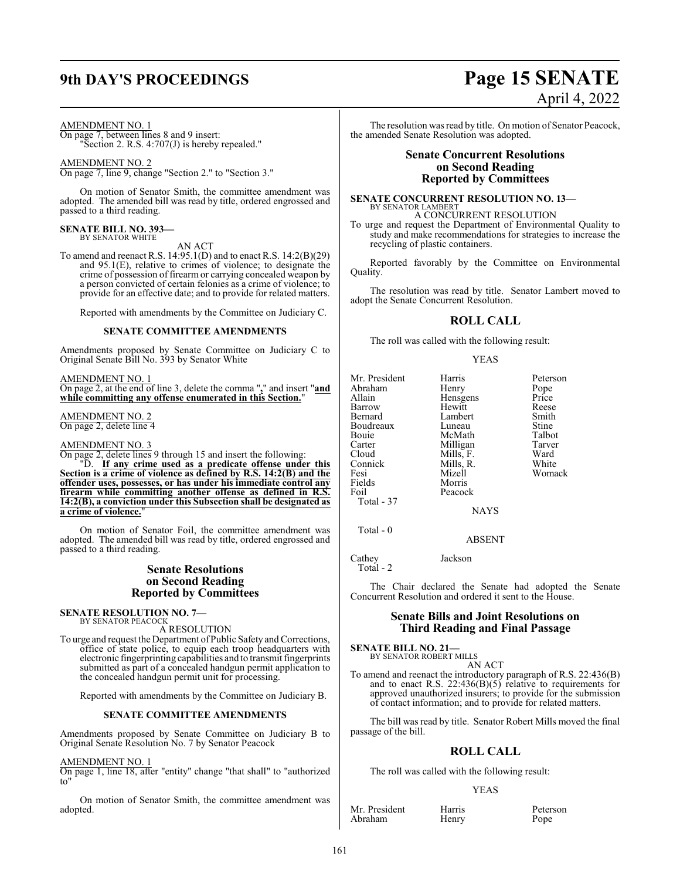AMENDMENT NO. 1

On page 7, between lines 8 and 9 insert:

"Section 2. R.S. 4:707(J) is hereby repealed."

AMENDMENT NO. 2

On page 7, line 9, change "Section 2." to "Section 3."

On motion of Senator Smith, the committee amendment was adopted. The amended bill was read by title, ordered engrossed and passed to a third reading.

**SENATE BILL NO. 393—**
BY SENATOR WHITE

AN ACT

To amend and reenact R.S. 14:95.1(D) and to enact R.S. 14:2(B)(29) and 95.1(E), relative to crimes of violence; to designate the crime of possession of firearm or carrying concealed weapon by a person convicted of certain felonies as a crime of violence; to provide for an effective date; and to provide for related matters.

Reported with amendments by the Committee on Judiciary C.

**SENATE COMMITTEE AMENDMENTS**

Amendments proposed by Senate Committee on Judiciary C to Original Senate Bill No. 393 by Senator White

AMENDMENT NO. 1

On page 2, at the end of line 3, delete the comma "**,**" and insert "**and while committing any offense enumerated in this Section.**"

AMENDMENT NO. 2

On page 2, delete line 4

AMENDMENT NO. 3

On page 2, delete lines 9 through 15 and insert the following:

"D. **If any crime used as a predicate offense under this Section is a crime of violence as defined by R.S. 14:2(B) and the offender uses, possesses, or has under his immediate control any firearm while committing another offense as defined in R.S. 14:2(B), a conviction under this Subsection shall be designated as a crime of violence.**"

On motion of Senator Foil, the committee amendment was adopted. The amended bill was read by title, ordered engrossed and passed to a third reading.

## Senate Resolutions on Second Reading Reported by Committees

**SENATE RESOLUTION NO. 7—**
BY SENATOR PEACOCK

A RESOLUTION

To urge and request the Department of Public Safety and Corrections, office of state police, to equip each troop headquarters with electronic fingerprinting capabilities and to transmit fingerprints submitted as part of a concealed handgun permit application to the concealed handgun permit unit for processing.

Reported with amendments by the Committee on Judiciary B.

**SENATE COMMITTEE AMENDMENTS**

Amendments proposed by Senate Committee on Judiciary B to Original Senate Resolution No. 7 by Senator Peacock

AMENDMENT NO. 1

On page 1, line 18, after "entity" change "that shall" to "authorized to"

On motion of Senator Smith, the committee amendment was adopted.

The resolution was read by title. On motion of Senator Peacock, the amended Senate Resolution was adopted.

## Senate Concurrent Resolutions on Second Reading Reported by Committees

**SENATE CONCURRENT RESOLUTION NO. 13—**
BY SENATOR LAMBERT

A CONCURRENT RESOLUTION

To urge and request the Department of Environmental Quality to study and make recommendations for strategies to increase the recycling of plastic containers.

Reported favorably by the Committee on Environmental Quality.

The resolution was read by title. Senator Lambert moved to adopt the Senate Concurrent Resolution.

## ROLL CALL

The roll was called with the following result:

YEAS

| | | |
|---|---|---|
| Mr. President | Harris | Peterson |
| Abraham | Henry | Pope |
| Allain | Hensgens | Price |
| Barrow | Hewitt | Reese |
| Bernard | Lambert | Smith |
| Boudreaux | Luneau | Stine |
| Bouie | McMath | Talbot |
| Carter | Milligan | Tarver |
| Cloud | Mills, F. | Ward |
| Connick | Mills, R. | White |
| Fesi | Mizell | Womack |
| Fields | Morris | |
| Foil | Peacock | |

Total - 37

NAYS

Total - 0

ABSENT

| | |
|---|---|
| Cathey | Jackson |

Total - 2

The Chair declared the Senate had adopted the Senate Concurrent Resolution and ordered it sent to the House.

## Senate Bills and Joint Resolutions on Third Reading and Final Passage

**SENATE BILL NO. 21—**
BY SENATOR ROBERT MILLS

AN ACT

To amend and reenact the introductory paragraph of R.S. 22:436(B) and to enact R.S. 22:436(B)(5) relative to requirements for approved unauthorized insurers; to provide for the submission of contact information; and to provide for related matters.

The bill was read by title. Senator Robert Mills moved the final passage of the bill.

## ROLL CALL

The roll was called with the following result:

YEAS

| | | |
|---|---|---|
| Mr. President | Harris | Peterson |
| Abraham | Henry | Pope |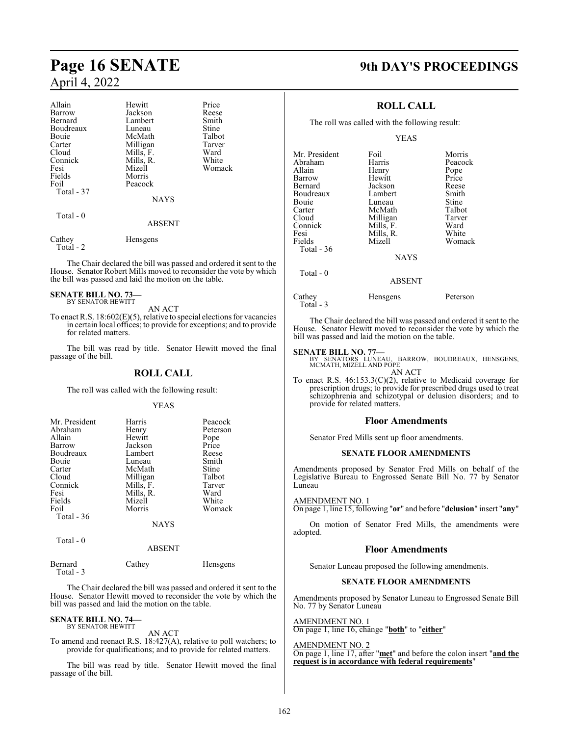| | | |
|---|---|---|
| Allain | Hewitt | Price |
| Barrow | Jackson | Reese |
| Bernard | Lambert | Smith |
| Boudreaux | Luneau | Stine |
| Bouie | McMath | Talbot |
| Carter | Milligan | Tarver |
| Cloud | Mills, F. | Ward |
| Connick | Mills, R. | White |
| Fesi | Mizell | Womack |
| Fields | Morris | |
| Foil | Peacock | |
| Total - 37 | | |

NAYS

Total - 0

ABSENT

| | |
|---|---|
| Cathey | Hensgens |
| Total - 2 | |

The Chair declared the bill was passed and ordered it sent to the House. Senator Robert Mills moved to reconsider the vote by which the bill was passed and laid the motion on the table.

**SENATE BILL NO. 73—**
BY SENATOR HEWITT

AN ACT

To enact R.S. 18:602(E)(5), relative to special elections for vacancies in certain local offices; to provide for exceptions; and to provide for related matters.

The bill was read by title. Senator Hewitt moved the final passage of the bill.

## ROLL CALL

The roll was called with the following result:

YEAS

| | | |
|---|---|---|
| Mr. President | Harris | Peacock |
| Abraham | Henry | Peterson |
| Allain | Hewitt | Pope |
| Barrow | Jackson | Price |
| Boudreaux | Lambert | Reese |
| Bouie | Luneau | Smith |
| Carter | McMath | Stine |
| Cloud | Milligan | Talbot |
| Connick | Mills, F. | Tarver |
| Fesi | Mills, R. | Ward |
| Fields | Mizell | White |
| Foil | Morris | Womack |
| Total - 36 | | |

NAYS

Total - 0

ABSENT

| | | |
|---|---|---|
| Bernard | Cathey | Hensgens |
| Total - 3 | | |

The Chair declared the bill was passed and ordered it sent to the House. Senator Hewitt moved to reconsider the vote by which the bill was passed and laid the motion on the table.

**SENATE BILL NO. 74—**
BY SENATOR HEWITT

AN ACT

To amend and reenact R.S. 18:427(A), relative to poll watchers; to provide for qualifications; and to provide for related matters.

The bill was read by title. Senator Hewitt moved the final passage of the bill.

## ROLL CALL

The roll was called with the following result:

YEAS

| | | |
|---|---|---|
| Mr. President | Foil | Morris |
| Abraham | Harris | Peacock |
| Allain | Henry | Pope |
| Barrow | Hewitt | Price |
| Bernard | Jackson | Reese |
| Boudreaux | Lambert | Smith |
| Bouie | Luneau | Stine |
| Carter | McMath | Talbot |
| Cloud | Milligan | Tarver |
| Connick | Mills, F. | Ward |
| Fesi | Mills, R. | White |
| Fields | Mizell | Womack |
| Total - 36 | | |

NAYS

Total - 0

ABSENT

| | | |
|---|---|---|
| Cathey | Hensgens | Peterson |
| Total - 3 | | |

The Chair declared the bill was passed and ordered it sent to the House. Senator Hewitt moved to reconsider the vote by which the bill was passed and laid the motion on the table.

**SENATE BILL NO. 77—**
BY SENATORS LUNEAU, BARROW, BOUDREAUX, HENSGENS, MCMATH, MIZELL AND POPE

AN ACT

To enact R.S. 46:153.3(C)(2), relative to Medicaid coverage for prescription drugs; to provide for prescribed drugs used to treat schizophrenia and schizotypal or delusion disorders; and to provide for related matters.

## Floor Amendments

Senator Fred Mills sent up floor amendments.

### SENATE FLOOR AMENDMENTS

Amendments proposed by Senator Fred Mills on behalf of the Legislative Bureau to Engrossed Senate Bill No. 77 by Senator Luneau

AMENDMENT NO. 1
On page 1, line 15, following "**or**" and before "**delusion**" insert "**any**"

On motion of Senator Fred Mills, the amendments were adopted.

## Floor Amendments

Senator Luneau proposed the following amendments.

### SENATE FLOOR AMENDMENTS

Amendments proposed by Senator Luneau to Engrossed Senate Bill No. 77 by Senator Luneau

AMENDMENT NO. 1
On page 1, line 16, change "**both**" to "**either**"

AMENDMENT NO. 2
On page 1, line 17, after "**met**" and before the colon insert "**and the request is in accordance with federal requirements**"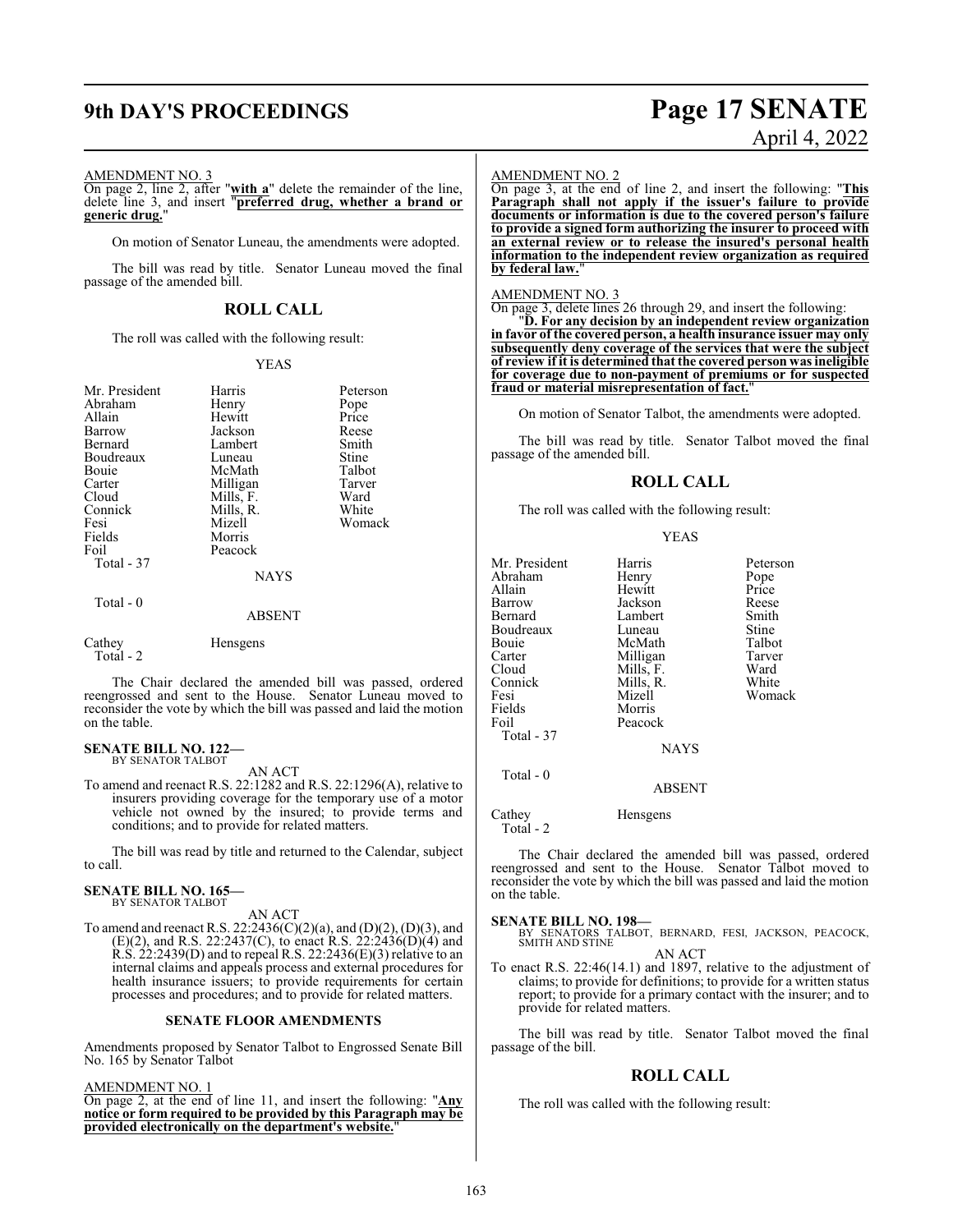AMENDMENT NO. 3

On page 2, line 2, after "**with a**" delete the remainder of the line, delete line 3, and insert "**preferred drug, whether a brand or generic drug.**"

On motion of Senator Luneau, the amendments were adopted.

The bill was read by title. Senator Luneau moved the final passage of the amended bill.

## ROLL CALL

The roll was called with the following result:

YEAS

| | | |
|---|---|---|
| Mr. President | Harris | Peterson |
| Abraham | Henry | Pope |
| Allain | Hewitt | Price |
| Barrow | Jackson | Reese |
| Bernard | Lambert | Smith |
| Boudreaux | Luneau | Stine |
| Bouie | McMath | Talbot |
| Carter | Milligan | Tarver |
| Cloud | Mills, F. | Ward |
| Connick | Mills, R. | White |
| Fesi | Mizell | Womack |
| Fields | Morris | |
| Foil | Peacock | |

Total - 37

NAYS

Total - 0

ABSENT

| | |
|---|---|
| Cathey | Hensgens |

Total - 2

The Chair declared the amended bill was passed, ordered reengrossed and sent to the House. Senator Luneau moved to reconsider the vote by which the bill was passed and laid the motion on the table.

**SENATE BILL NO. 122—**
BY SENATOR TALBOT

AN ACT

To amend and reenact R.S. 22:1282 and R.S. 22:1296(A), relative to insurers providing coverage for the temporary use of a motor vehicle not owned by the insured; to provide terms and conditions; and to provide for related matters.

The bill was read by title and returned to the Calendar, subject to call.

**SENATE BILL NO. 165—**
BY SENATOR TALBOT

AN ACT

To amend and reenact R.S. 22:2436(C)(2)(a), and (D)(2), (D)(3), and (E)(2), and R.S. 22:2437(C), to enact R.S. 22:2436(D)(4) and R.S. 22:2439(D) and to repeal R.S. 22:2436(E)(3) relative to an internal claims and appeals process and external procedures for health insurance issuers; to provide requirements for certain processes and procedures; and to provide for related matters.

### SENATE FLOOR AMENDMENTS

Amendments proposed by Senator Talbot to Engrossed Senate Bill No. 165 by Senator Talbot

AMENDMENT NO. 1

On page 2, at the end of line 11, and insert the following: "**Any notice or form required to be provided by this Paragraph may be provided electronically on the department's website.**"

AMENDMENT NO. 2

On page 3, at the end of line 2, and insert the following: "**This Paragraph shall not apply if the issuer's failure to provide documents or information is due to the covered person's failure to provide a signed form authorizing the insurer to proceed with an external review or to release the insured's personal health information to the independent review organization as required by federal law.**"

AMENDMENT NO. 3

On page 3, delete lines 26 through 29, and insert the following:

"**D. For any decision by an independent review organization in favor of the covered person, a health insurance issuer may only subsequently deny coverage of the services that were the subject of review if it is determined that the covered person was ineligible for coverage due to non-payment of premiums or for suspected fraud or material misrepresentation of fact.**"

On motion of Senator Talbot, the amendments were adopted.

The bill was read by title. Senator Talbot moved the final passage of the amended bill.

## ROLL CALL

The roll was called with the following result:

YEAS

| | | |
|---|---|---|
| Mr. President | Harris | Peterson |
| Abraham | Henry | Pope |
| Allain | Hewitt | Price |
| Barrow | Jackson | Reese |
| Bernard | Lambert | Smith |
| Boudreaux | Luneau | Stine |
| Bouie | McMath | Talbot |
| Carter | Milligan | Tarver |
| Cloud | Mills, F. | Ward |
| Connick | Mills, R. | White |
| Fesi | Mizell | Womack |
| Fields | Morris | |
| Foil | Peacock | |

Total - 37

NAYS

Total - 0

ABSENT

| | |
|---|---|
| Cathey | Hensgens |

Total - 2

The Chair declared the amended bill was passed, ordered reengrossed and sent to the House. Senator Talbot moved to reconsider the vote by which the bill was passed and laid the motion on the table.

**SENATE BILL NO. 198—**
BY SENATORS TALBOT, BERNARD, FESI, JACKSON, PEACOCK, SMITH AND STINE

AN ACT

To enact R.S. 22:46(14.1) and 1897, relative to the adjustment of claims; to provide for definitions; to provide for a written status report; to provide for a primary contact with the insurer; and to provide for related matters.

The bill was read by title. Senator Talbot moved the final passage of the bill.

## ROLL CALL

The roll was called with the following result: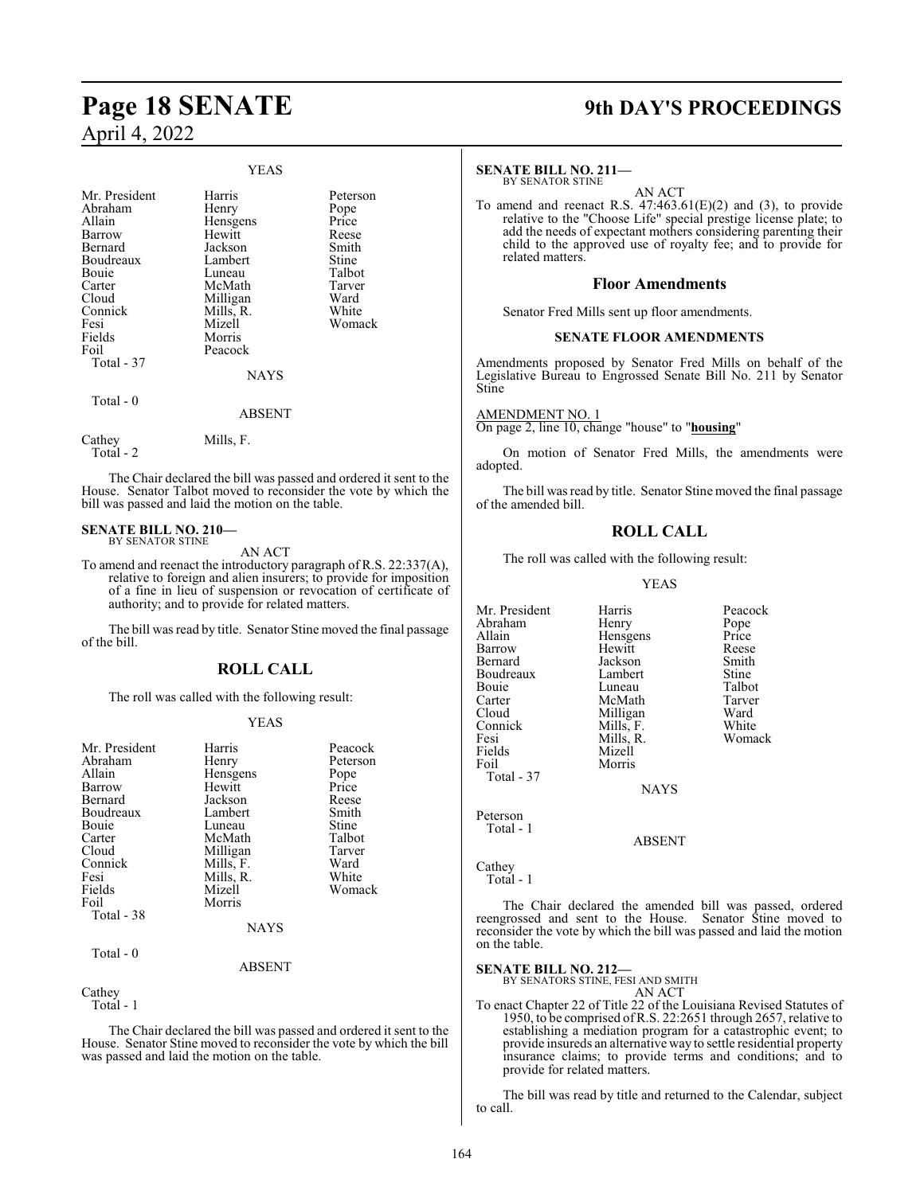YEAS

| | | |
|---|---|---|
| Mr. President | Harris | Peterson |
| Abraham | Henry | Pope |
| Allain | Hensgens | Price |
| Barrow | Hewitt | Reese |
| Bernard | Jackson | Smith |
| Boudreaux | Lambert | Stine |
| Bouie | Luneau | Talbot |
| Carter | McMath | Tarver |
| Cloud | Milligan | Ward |
| Connick | Mills, R. | White |
| Fesi | Mizell | Womack |
| Fields | Morris | |
| Foil | Peacock | |
| Total - 37 | | |

NAYS

Total - 0

ABSENT

| | |
|---|---|
| Cathey | Mills, F. |
| Total - 2 | |

The Chair declared the bill was passed and ordered it sent to the House. Senator Talbot moved to reconsider the vote by which the bill was passed and laid the motion on the table.

**SENATE BILL NO. 210—**
BY SENATOR STINE

AN ACT

To amend and reenact the introductory paragraph of R.S. 22:337(A), relative to foreign and alien insurers; to provide for imposition of a fine in lieu of suspension or revocation of certificate of authority; and to provide for related matters.

The bill was read by title. Senator Stine moved the final passage of the bill.

## ROLL CALL

The roll was called with the following result:

YEAS

| | | |
|---|---|---|
| Mr. President | Harris | Peacock |
| Abraham | Henry | Peterson |
| Allain | Hensgens | Pope |
| Barrow | Hewitt | Price |
| Bernard | Jackson | Reese |
| Boudreaux | Lambert | Smith |
| Bouie | Luneau | Stine |
| Carter | McMath | Talbot |
| Cloud | Milligan | Tarver |
| Connick | Mills, F. | Ward |
| Fesi | Mills, R. | White |
| Fields | Mizell | Womack |
| Foil | Morris | |
| Total - 38 | | |

NAYS

Total - 0

ABSENT

Cathey
Total - 1

The Chair declared the bill was passed and ordered it sent to the House. Senator Stine moved to reconsider the vote by which the bill was passed and laid the motion on the table.

**SENATE BILL NO. 211—**
BY SENATOR STINE

AN ACT

To amend and reenact R.S. 47:463.61(E)(2) and (3), to provide relative to the "Choose Life" special prestige license plate; to add the needs of expectant mothers considering parenting their child to the approved use of royalty fee; and to provide for related matters.

## Floor Amendments

Senator Fred Mills sent up floor amendments.

### SENATE FLOOR AMENDMENTS

Amendments proposed by Senator Fred Mills on behalf of the Legislative Bureau to Engrossed Senate Bill No. 211 by Senator Stine

AMENDMENT NO. 1
On page 2, line 10, change "house" to "**housing**"

On motion of Senator Fred Mills, the amendments were adopted.

The bill was read by title. Senator Stine moved the final passage of the amended bill.

## ROLL CALL

The roll was called with the following result:

YEAS

| | | |
|---|---|---|
| Mr. President | Harris | Peacock |
| Abraham | Henry | Pope |
| Allain | Hensgens | Price |
| Barrow | Hewitt | Reese |
| Bernard | Jackson | Smith |
| Boudreaux | Lambert | Stine |
| Bouie | Luneau | Talbot |
| Carter | McMath | Tarver |
| Cloud | Milligan | Ward |
| Connick | Mills, F. | White |
| Fesi | Mills, R. | Womack |
| Fields | Mizell | |
| Foil | Morris | |
| Total - 37 | | |

NAYS

Peterson
Total - 1

ABSENT

Cathey
Total - 1

The Chair declared the amended bill was passed, ordered reengrossed and sent to the House. Senator Stine moved to reconsider the vote by which the bill was passed and laid the motion on the table.

**SENATE BILL NO. 212—**
BY SENATORS STINE, FESI AND SMITH

AN ACT

To enact Chapter 22 of Title 22 of the Louisiana Revised Statutes of 1950, to be comprised of R.S. 22:2651 through 2657, relative to establishing a mediation program for a catastrophic event; to provide insureds an alternative way to settle residential property insurance claims; to provide terms and conditions; and to provide for related matters.

The bill was read by title and returned to the Calendar, subject to call.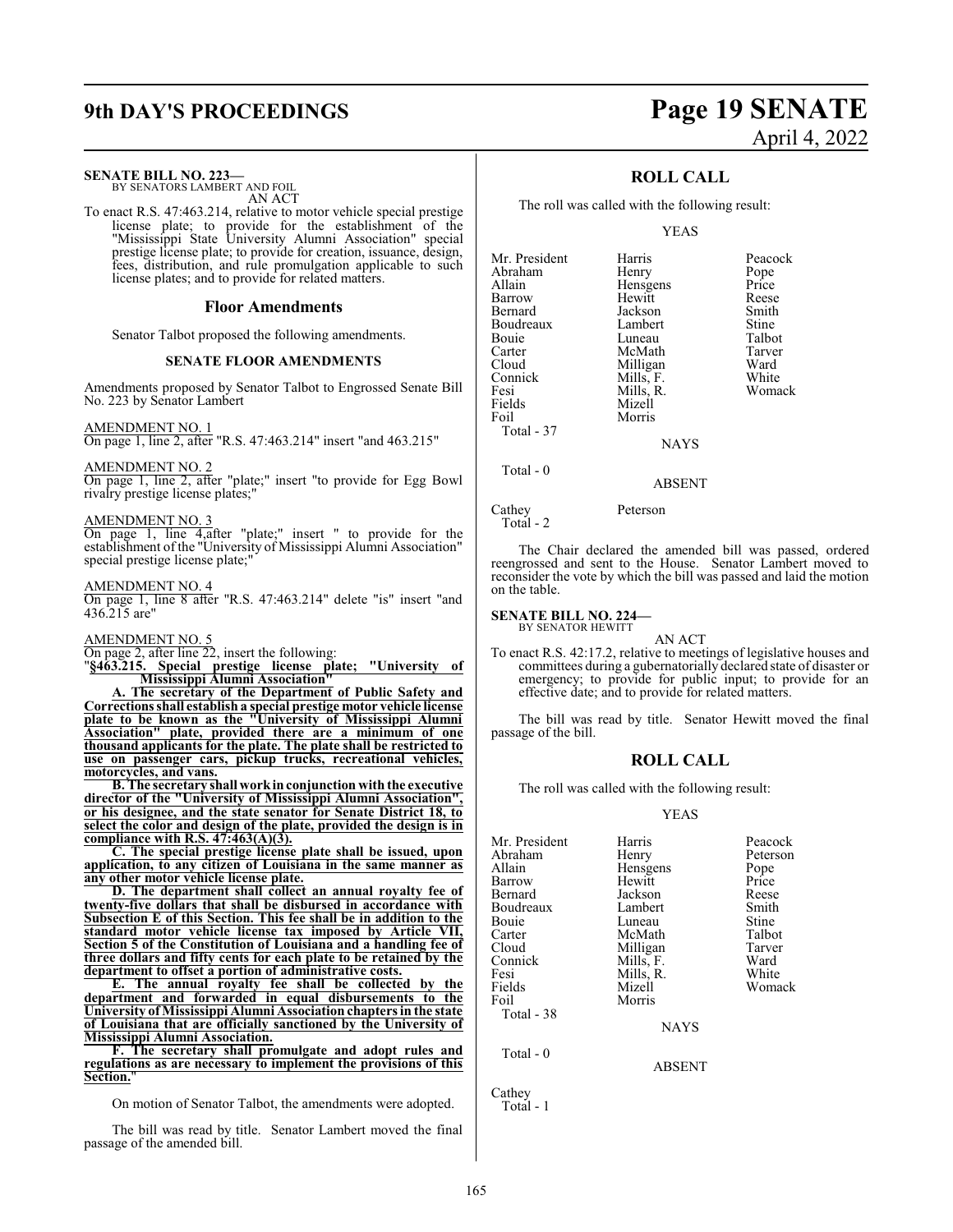**SENATE BILL NO. 223—**
BY SENATORS LAMBERT AND FOIL

AN ACT

To enact R.S. 47:463.214, relative to motor vehicle special prestige license plate; to provide for the establishment of the "Mississippi State University Alumni Association" special prestige license plate; to provide for creation, issuance, design, fees, distribution, and rule promulgation applicable to such license plates; and to provide for related matters.

## Floor Amendments

Senator Talbot proposed the following amendments.

### SENATE FLOOR AMENDMENTS

Amendments proposed by Senator Talbot to Engrossed Senate Bill No. 223 by Senator Lambert

AMENDMENT NO. 1
On page 1, line 2, after "R.S. 47:463.214" insert "and 463.215"

AMENDMENT NO. 2
On page 1, line 2, after "plate;" insert "to provide for Egg Bowl rivalry prestige license plates;"

AMENDMENT NO. 3
On page 1, line 4,after "plate;" insert " to provide for the establishment of the "University of Mississippi Alumni Association" special prestige license plate;"

AMENDMENT NO. 4
On page 1, line 8 after "R.S. 47:463.214" delete "is" insert "and 436.215 are"

AMENDMENT NO. 5
On page 2, after line 22, insert the following:

"**§463.215. Special prestige license plate; "University of Mississippi Alumni Association"**

**A. The secretary of the Department of Public Safety and Corrections shall establish a special prestige motor vehicle license plate to be known as the "University of Mississippi Alumni Association" plate, provided there are a minimum of one thousand applicants for the plate. The plate shall be restricted to use on passenger cars, pickup trucks, recreational vehicles, motorcycles, and vans.**

**B. The secretary shall work in conjunction with the executive director of the "University of Mississippi Alumni Association", or his designee, and the state senator for Senate District 18, to select the color and design of the plate, provided the design is in compliance with R.S. 47:463(A)(3).**

**C. The special prestige license plate shall be issued, upon application, to any citizen of Louisiana in the same manner as any other motor vehicle license plate.**

**D. The department shall collect an annual royalty fee of twenty-five dollars that shall be disbursed in accordance with Subsection E of this Section. This fee shall be in addition to the standard motor vehicle license tax imposed by Article VII, Section 5 of the Constitution of Louisiana and a handling fee of three dollars and fifty cents for each plate to be retained by the department to offset a portion of administrative costs.**

**E. The annual royalty fee shall be collected by the department and forwarded in equal disbursements to the University of Mississippi Alumni Association chapters in the state of Louisiana that are officially sanctioned by the University of Mississippi Alumni Association.**

**F. The secretary shall promulgate and adopt rules and regulations as are necessary to implement the provisions of this Section.**"

On motion of Senator Talbot, the amendments were adopted.

The bill was read by title. Senator Lambert moved the final passage of the amended bill.

## ROLL CALL

The roll was called with the following result:

YEAS

| | | |
|---|---|---|
| Mr. President | Harris | Peacock |
| Abraham | Henry | Pope |
| Allain | Hensgens | Price |
| Barrow | Hewitt | Reese |
| Bernard | Jackson | Smith |
| Boudreaux | Lambert | Stine |
| Bouie | Luneau | Talbot |
| Carter | McMath | Tarver |
| Cloud | Milligan | Ward |
| Connick | Mills, F. | White |
| Fesi | Mills, R. | Womack |
| Fields | Mizell | |
| Foil | Morris | |

Total - 37

NAYS

Total - 0

ABSENT

Cathey Peterson

Total - 2

The Chair declared the amended bill was passed, ordered reengrossed and sent to the House. Senator Lambert moved to reconsider the vote by which the bill was passed and laid the motion on the table.

**SENATE BILL NO. 224—**
BY SENATOR HEWITT

AN ACT

To enact R.S. 42:17.2, relative to meetings of legislative houses and committees during a gubernatorially declared state of disaster or emergency; to provide for public input; to provide for an effective date; and to provide for related matters.

The bill was read by title. Senator Hewitt moved the final passage of the bill.

## ROLL CALL

The roll was called with the following result:

YEAS

| | | |
|---|---|---|
| Mr. President | Harris | Peacock |
| Abraham | Henry | Peterson |
| Allain | Hensgens | Pope |
| Barrow | Hewitt | Price |
| Bernard | Jackson | Reese |
| Boudreaux | Lambert | Smith |
| Bouie | Luneau | Stine |
| Carter | McMath | Talbot |
| Cloud | Milligan | Tarver |
| Connick | Mills, F. | Ward |
| Fesi | Mills, R. | White |
| Fields | Mizell | Womack |
| Foil | Morris | |

Total - 38

NAYS

Total - 0

ABSENT

Cathey

Total - 1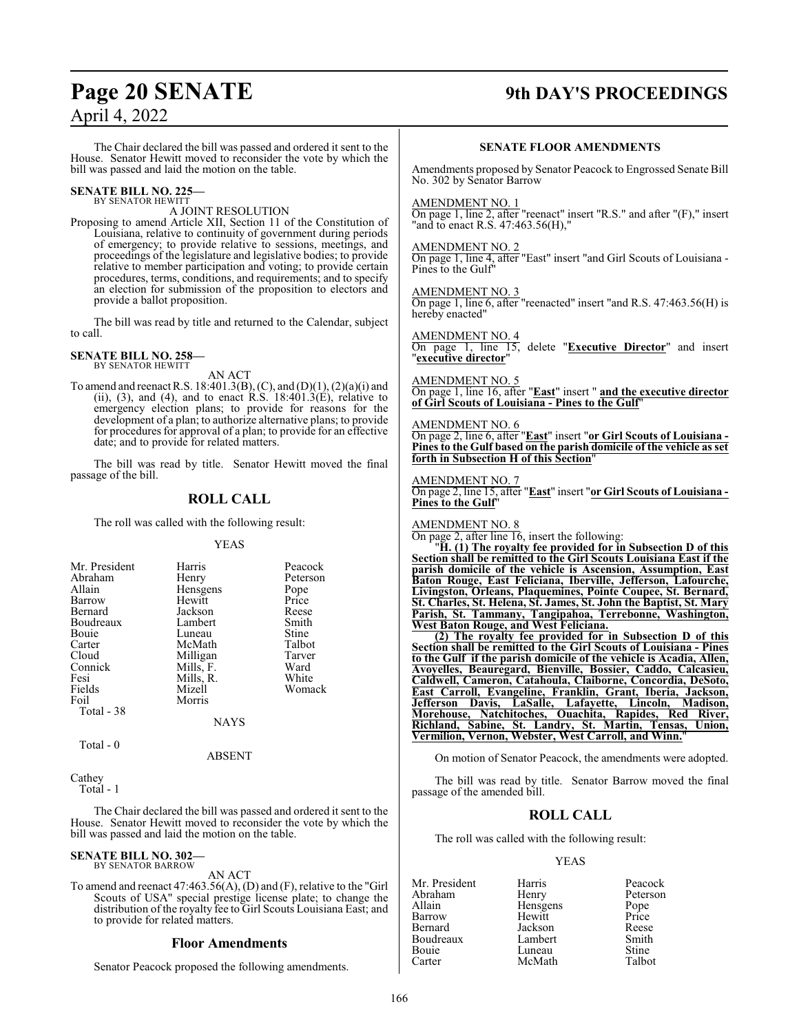The Chair declared the bill was passed and ordered it sent to the House. Senator Hewitt moved to reconsider the vote by which the bill was passed and laid the motion on the table.

**SENATE BILL NO. 225—**
BY SENATOR HEWITT

A JOINT RESOLUTION

Proposing to amend Article XII, Section 11 of the Constitution of Louisiana, relative to continuity of government during periods of emergency; to provide relative to sessions, meetings, and proceedings of the legislature and legislative bodies; to provide relative to member participation and voting; to provide certain procedures, terms, conditions, and requirements; and to specify an election for submission of the proposition to electors and provide a ballot proposition.

The bill was read by title and returned to the Calendar, subject to call.

**SENATE BILL NO. 258—**
BY SENATOR HEWITT

AN ACT

To amend and reenact R.S. 18:401.3(B), (C), and (D)(1), (2)(a)(i) and (ii), (3), and (4), and to enact R.S. 18:401.3(E), relative to emergency election plans; to provide for reasons for the development of a plan; to authorize alternative plans; to provide for procedures for approval of a plan; to provide for an effective date; and to provide for related matters.

The bill was read by title. Senator Hewitt moved the final passage of the bill.

## ROLL CALL

The roll was called with the following result:

YEAS

| | | |
|---|---|---|
| Mr. President | Harris | Peacock |
| Abraham | Henry | Peterson |
| Allain | Hensgens | Pope |
| Barrow | Hewitt | Price |
| Bernard | Jackson | Reese |
| Boudreaux | Lambert | Smith |
| Bouie | Luneau | Stine |
| Carter | McMath | Talbot |
| Cloud | Milligan | Tarver |
| Connick | Mills, F. | Ward |
| Fesi | Mills, R. | White |
| Fields | Mizell | Womack |
| Foil | Morris | |

Total - 38

NAYS

Total - 0

ABSENT

Cathey
Total - 1

The Chair declared the bill was passed and ordered it sent to the House. Senator Hewitt moved to reconsider the vote by which the bill was passed and laid the motion on the table.

**SENATE BILL NO. 302—**
BY SENATOR BARROW

AN ACT

To amend and reenact 47:463.56(A), (D) and (F), relative to the "Girl Scouts of USA" special prestige license plate; to change the distribution of the royalty fee to Girl Scouts Louisiana East; and to provide for related matters.

## Floor Amendments

Senator Peacock proposed the following amendments.

**SENATE FLOOR AMENDMENTS**

Amendments proposed by Senator Peacock to Engrossed Senate Bill No. 302 by Senator Barrow

AMENDMENT NO. 1
On page 1, line 2, after "reenact" insert "R.S." and after "(F)," insert "and to enact R.S. 47:463.56(H),"

AMENDMENT NO. 2
On page 1, line 4, after "East" insert "and Girl Scouts of Louisiana - Pines to the Gulf"

AMENDMENT NO. 3
On page 1, line 6, after "reenacted" insert "and R.S. 47:463.56(H) is hereby enacted"

AMENDMENT NO. 4
On page 1, line 15, delete "**Executive Director**" and insert "**executive director**"

AMENDMENT NO. 5
On page 1, line 16, after "**East**" insert " **and the executive director of Girl Scouts of Louisiana - Pines to the Gulf**"

AMENDMENT NO. 6
On page 2, line 6, after "**East**" insert "**or Girl Scouts of Louisiana - Pines to the Gulf based on the parish domicile of the vehicle as set forth in Subsection H of this Section**"

AMENDMENT NO. 7
On page 2, line 15, after "**East**" insert "**or Girl Scouts of Louisiana - Pines to the Gulf**"

AMENDMENT NO. 8
On page 2, after line 16, insert the following:

"**H. (1) The royalty fee provided for in Subsection D of this Section shall be remitted to the Girl Scouts Louisiana East if the parish domicile of the vehicle is Ascension, Assumption, East Baton Rouge, East Feliciana, Iberville, Jefferson, Lafourche, Livingston, Orleans, Plaquemines, Pointe Coupee, St. Bernard, St. Charles, St. Helena, St. James, St. John the Baptist, St. Mary Parish, St. Tammany, Tangipahoa, Terrebonne, Washington, West Baton Rouge, and West Feliciana.**

**(2) The royalty fee provided for in Subsection D of this Section shall be remitted to the Girl Scouts of Louisiana - Pines to the Gulf if the parish domicile of the vehicle is Acadia, Allen, Avoyelles, Beauregard, Bienville, Bossier, Caddo, Calcasieu, Caldwell, Cameron, Catahoula, Claiborne, Concordia, DeSoto, East Carroll, Evangeline, Franklin, Grant, Iberia, Jackson, Jefferson Davis, LaSalle, Lafayette, Lincoln, Madison, Morehouse, Natchitoches, Ouachita, Rapides, Red River, Richland, Sabine, St. Landry, St. Martin, Tensas, Union, Vermilion, Vernon, Webster, West Carroll, and Winn.**"

On motion of Senator Peacock, the amendments were adopted.

The bill was read by title. Senator Barrow moved the final passage of the amended bill.

## ROLL CALL

The roll was called with the following result:

YEAS

| | | |
|---|---|---|
| Mr. President | Harris | Peacock |
| Abraham | Henry | Peterson |
| Allain | Hensgens | Pope |
| Barrow | Hewitt | Price |
| Bernard | Jackson | Reese |
| Boudreaux | Lambert | Smith |
| Bouie | Luneau | Stine |
| Carter | McMath | Talbot |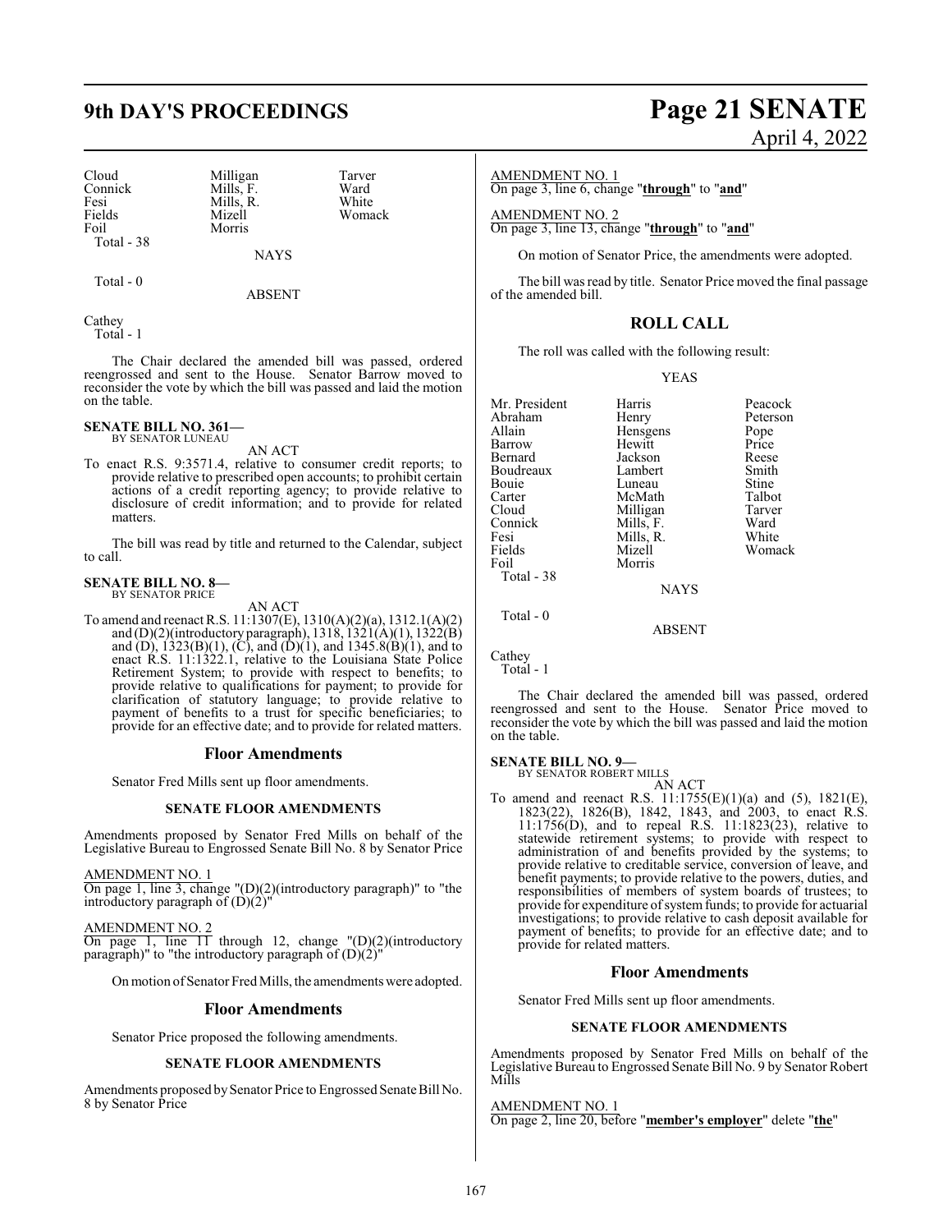| | | |
|---|---|---|
| Cloud | Milligan | Tarver |
| Connick | Mills, F. | Ward |
| Fesi | Mills, R. | White |
| Fields | Mizell | Womack |
| Foil | Morris | |
| Total - 38 | | |

NAYS

Total - 0

ABSENT

Cathey
Total - 1

The Chair declared the amended bill was passed, ordered reengrossed and sent to the House. Senator Barrow moved to reconsider the vote by which the bill was passed and laid the motion on the table.

**SENATE BILL NO. 361—**
BY SENATOR LUNEAU

AN ACT

To enact R.S. 9:3571.4, relative to consumer credit reports; to provide relative to prescribed open accounts; to prohibit certain actions of a credit reporting agency; to provide relative to disclosure of credit information; and to provide for related matters.

The bill was read by title and returned to the Calendar, subject to call.

**SENATE BILL NO. 8—**
BY SENATOR PRICE

AN ACT

To amend and reenact R.S. 11:1307(E), 1310(A)(2)(a), 1312.1(A)(2) and (D)(2)(introductory paragraph), 1318, 1321(A)(1), 1322(B) and (D), 1323(B)(1), (C), and (D)(1), and 1345.8(B)(1), and to enact R.S. 11:1322.1, relative to the Louisiana State Police Retirement System; to provide with respect to benefits; to provide relative to qualifications for payment; to provide for clarification of statutory language; to provide relative to payment of benefits to a trust for specific beneficiaries; to provide for an effective date; and to provide for related matters.

## Floor Amendments

Senator Fred Mills sent up floor amendments.

### SENATE FLOOR AMENDMENTS

Amendments proposed by Senator Fred Mills on behalf of the Legislative Bureau to Engrossed Senate Bill No. 8 by Senator Price

AMENDMENT NO. 1
On page 1, line 3, change "(D)(2)(introductory paragraph)" to "the introductory paragraph of (D)(2)"

AMENDMENT NO. 2
On page 1, line 11 through 12, change "(D)(2)(introductory paragraph)" to "the introductory paragraph of (D)(2)"

On motion of Senator Fred Mills, the amendments were adopted.

## Floor Amendments

Senator Price proposed the following amendments.

### SENATE FLOOR AMENDMENTS

Amendments proposed by Senator Price to Engrossed Senate Bill No. 8 by Senator Price

AMENDMENT NO. 1
On page 3, line 6, change "**through**" to "**and**"

AMENDMENT NO. 2
On page 3, line 13, change "**through**" to "**and**"

On motion of Senator Price, the amendments were adopted.

The bill was read by title. Senator Price moved the final passage of the amended bill.

## ROLL CALL

The roll was called with the following result:

YEAS

| | | |
|---|---|---|
| Mr. President | Harris | Peacock |
| Abraham | Henry | Peterson |
| Allain | Hensgens | Pope |
| Barrow | Hewitt | Price |
| Bernard | Jackson | Reese |
| Boudreaux | Lambert | Smith |
| Bouie | Luneau | Stine |
| Carter | McMath | Talbot |
| Cloud | Milligan | Tarver |
| Connick | Mills, F. | Ward |
| Fesi | Mills, R. | White |
| Fields | Mizell | Womack |
| Foil | Morris | |
| Total - 38 | | |

NAYS

Total - 0

ABSENT

Cathey
Total - 1

The Chair declared the amended bill was passed, ordered reengrossed and sent to the House. Senator Price moved to reconsider the vote by which the bill was passed and laid the motion on the table.

**SENATE BILL NO. 9—**
BY SENATOR ROBERT MILLS

AN ACT

To amend and reenact R.S. 11:1755(E)(1)(a) and (5), 1821(E), 1823(22), 1826(B), 1842, 1843, and 2003, to enact R.S. 11:1756(D), and to repeal R.S. 11:1823(23), relative to statewide retirement systems; to provide with respect to administration of and benefits provided by the systems; to provide relative to creditable service, conversion of leave, and benefit payments; to provide relative to the powers, duties, and responsibilities of members of system boards of trustees; to provide for expenditure of system funds; to provide for actuarial investigations; to provide relative to cash deposit available for payment of benefits; to provide for an effective date; and to provide for related matters.

## Floor Amendments

Senator Fred Mills sent up floor amendments.

### SENATE FLOOR AMENDMENTS

Amendments proposed by Senator Fred Mills on behalf of the Legislative Bureau to Engrossed Senate Bill No. 9 by Senator Robert Mills

AMENDMENT NO. 1
On page 2, line 20, before "**member's employer**" delete "**the**"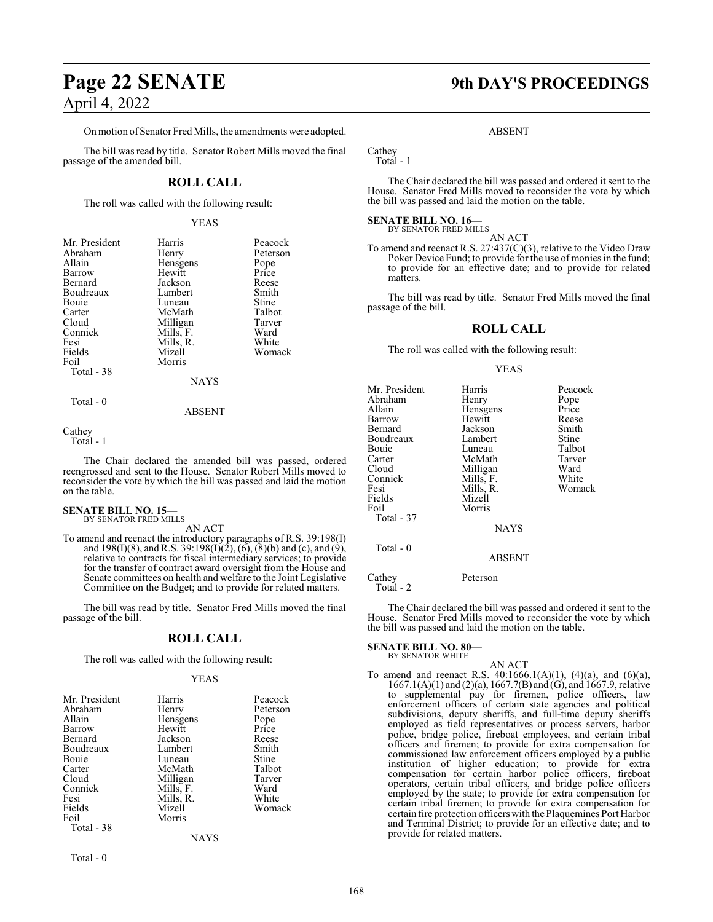On motion of Senator Fred Mills, the amendments were adopted.

The bill was read by title. Senator Robert Mills moved the final passage of the amended bill.

## ROLL CALL

The roll was called with the following result:

YEAS

| | | |
|---|---|---|
| Mr. President | Harris | Peacock |
| Abraham | Henry | Peterson |
| Allain | Hensgens | Pope |
| Barrow | Hewitt | Price |
| Bernard | Jackson | Reese |
| Boudreaux | Lambert | Smith |
| Bouie | Luneau | Stine |
| Carter | McMath | Talbot |
| Cloud | Milligan | Tarver |
| Connick | Mills, F. | Ward |
| Fesi | Mills, R. | White |
| Fields | Mizell | Womack |
| Foil | Morris | |

Total - 38

NAYS

Total - 0

ABSENT

Cathey
Total - 1

The Chair declared the amended bill was passed, ordered reengrossed and sent to the House. Senator Robert Mills moved to reconsider the vote by which the bill was passed and laid the motion on the table.

**SENATE BILL NO. 15—**
BY SENATOR FRED MILLS

AN ACT

To amend and reenact the introductory paragraphs of R.S. 39:198(I) and 198(I)(8), and R.S. 39:198(I)(2), (6), (8)(b) and (c), and (9), relative to contracts for fiscal intermediary services; to provide for the transfer of contract award oversight from the House and Senate committees on health and welfare to the Joint Legislative Committee on the Budget; and to provide for related matters.

The bill was read by title. Senator Fred Mills moved the final passage of the bill.

## ROLL CALL

The roll was called with the following result:

YEAS

| | | |
|---|---|---|
| Mr. President | Harris | Peacock |
| Abraham | Henry | Peterson |
| Allain | Hensgens | Pope |
| Barrow | Hewitt | Price |
| Bernard | Jackson | Reese |
| Boudreaux | Lambert | Smith |
| Bouie | Luneau | Stine |
| Carter | McMath | Talbot |
| Cloud | Milligan | Tarver |
| Connick | Mills, F. | Ward |
| Fesi | Mills, R. | White |
| Fields | Mizell | Womack |
| Foil | Morris | |

Total - 38

NAYS

Total - 0

ABSENT

Cathey
Total - 1

The Chair declared the bill was passed and ordered it sent to the House. Senator Fred Mills moved to reconsider the vote by which the bill was passed and laid the motion on the table.

**SENATE BILL NO. 16—**
BY SENATOR FRED MILLS

AN ACT

To amend and reenact R.S. 27:437(C)(3), relative to the Video Draw Poker Device Fund; to provide for the use of monies in the fund; to provide for an effective date; and to provide for related matters.

The bill was read by title. Senator Fred Mills moved the final passage of the bill.

## ROLL CALL

The roll was called with the following result:

YEAS

| | | |
|---|---|---|
| Mr. President | Harris | Peacock |
| Abraham | Henry | Pope |
| Allain | Hensgens | Price |
| Barrow | Hewitt | Reese |
| Bernard | Jackson | Smith |
| Boudreaux | Lambert | Stine |
| Bouie | Luneau | Talbot |
| Carter | McMath | Tarver |
| Cloud | Milligan | Ward |
| Connick | Mills, F. | White |
| Fesi | Mills, R. | Womack |
| Fields | Mizell | |
| Foil | Morris | |

Total - 37

NAYS

Total - 0

ABSENT

Cathey Peterson
Total - 2

The Chair declared the bill was passed and ordered it sent to the House. Senator Fred Mills moved to reconsider the vote by which the bill was passed and laid the motion on the table.

**SENATE BILL NO. 80—**
BY SENATOR WHITE

AN ACT

To amend and reenact R.S. 40:1666.1(A)(1), (4)(a), and (6)(a), 1667.1(A)(1) and (2)(a), 1667.7(B) and (G), and 1667.9, relative to supplemental pay for firemen, police officers, law enforcement officers of certain state agencies and political subdivisions, deputy sheriffs, and full-time deputy sheriffs employed as field representatives or process servers, harbor police, bridge police, fireboat employees, and certain tribal officers and firemen; to provide for extra compensation for commissioned law enforcement officers employed by a public institution of higher education; to provide for extra compensation for certain harbor police officers, fireboat operators, certain tribal officers, and bridge police officers employed by the state; to provide for extra compensation for certain tribal firemen; to provide for extra compensation for certain fire protection officers with the Plaquemines Port Harbor and Terminal District; to provide for an effective date; and to provide for related matters.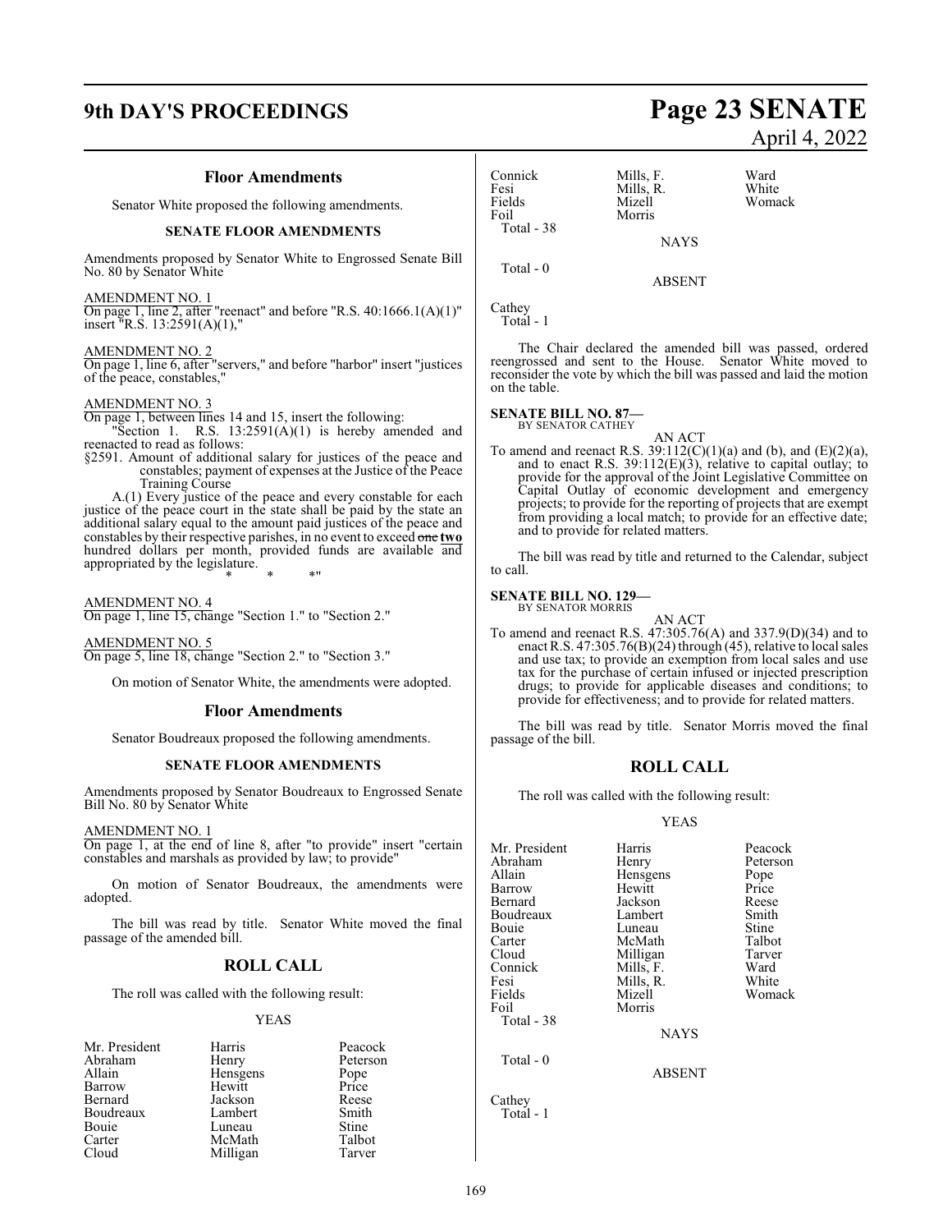## Floor Amendments

Senator White proposed the following amendments.

### SENATE FLOOR AMENDMENTS

Amendments proposed by Senator White to Engrossed Senate Bill No. 80 by Senator White

AMENDMENT NO. 1
On page 1, line 2, after "reenact" and before "R.S. 40:1666.1(A)(1)" insert "R.S. 13:2591(A)(1),"

AMENDMENT NO. 2
On page 1, line 6, after "servers," and before "harbor" insert "justices of the peace, constables,"

AMENDMENT NO. 3
On page 1, between lines 14 and 15, insert the following:

"Section 1. R.S. 13:2591(A)(1) is hereby amended and reenacted to read as follows:

§2591. Amount of additional salary for justices of the peace and constables; payment of expenses at the Justice of the Peace Training Course

A.(1) Every justice of the peace and every constable for each justice of the peace court in the state shall be paid by the state an additional salary equal to the amount paid justices of the peace and constables by their respective parishes, in no event to exceed ~~one~~ **two** hundred dollars per month, provided funds are available and appropriated by the legislature.

\* \* \*"

AMENDMENT NO. 4
On page 1, line 15, change "Section 1." to "Section 2."

AMENDMENT NO. 5
On page 5, line 18, change "Section 2." to "Section 3."

On motion of Senator White, the amendments were adopted.

## Floor Amendments

Senator Boudreaux proposed the following amendments.

### SENATE FLOOR AMENDMENTS

Amendments proposed by Senator Boudreaux to Engrossed Senate Bill No. 80 by Senator White

AMENDMENT NO. 1
On page 1, at the end of line 8, after "to provide" insert "certain constables and marshals as provided by law; to provide"

On motion of Senator Boudreaux, the amendments were adopted.

The bill was read by title. Senator White moved the final passage of the amended bill.

## ROLL CALL

The roll was called with the following result:

YEAS

| | | |
|---|---|---|
| Mr. President | Harris | Peacock |
| Abraham | Henry | Peterson |
| Allain | Hensgens | Pope |
| Barrow | Hewitt | Price |
| Bernard | Jackson | Reese |
| Boudreaux | Lambert | Smith |
| Bouie | Luneau | Stine |
| Carter | McMath | Talbot |
| Cloud | Milligan | Tarver |
| Connick | Mills, F. | Ward |
| Fesi | Mills, R. | White |
| Fields | Mizell | Womack |
| Foil | Morris | |

Total - 38

NAYS

Total - 0

ABSENT

Cathey

Total - 1

The Chair declared the amended bill was passed, ordered reengrossed and sent to the House. Senator White moved to reconsider the vote by which the bill was passed and laid the motion on the table.

**SENATE BILL NO. 87—**
BY SENATOR CATHEY

AN ACT

To amend and reenact R.S. 39:112(C)(1)(a) and (b), and (E)(2)(a), and to enact R.S. 39:112(E)(3), relative to capital outlay; to provide for the approval of the Joint Legislative Committee on Capital Outlay of economic development and emergency projects; to provide for the reporting of projects that are exempt from providing a local match; to provide for an effective date; and to provide for related matters.

The bill was read by title and returned to the Calendar, subject to call.

**SENATE BILL NO. 129—**
BY SENATOR MORRIS

AN ACT

To amend and reenact R.S. 47:305.76(A) and 337.9(D)(34) and to enact R.S. 47:305.76(B)(24) through (45), relative to local sales and use tax; to provide an exemption from local sales and use tax for the purchase of certain infused or injected prescription drugs; to provide for applicable diseases and conditions; to provide for effectiveness; and to provide for related matters.

The bill was read by title. Senator Morris moved the final passage of the bill.

## ROLL CALL

The roll was called with the following result:

YEAS

| | | |
|---|---|---|
| Mr. President | Harris | Peacock |
| Abraham | Henry | Peterson |
| Allain | Hensgens | Pope |
| Barrow | Hewitt | Price |
| Bernard | Jackson | Reese |
| Boudreaux | Lambert | Smith |
| Bouie | Luneau | Stine |
| Carter | McMath | Talbot |
| Cloud | Milligan | Tarver |
| Connick | Mills, F. | Ward |
| Fesi | Mills, R. | White |
| Fields | Mizell | Womack |
| Foil | Morris | |

Total - 38

NAYS

Total - 0

ABSENT

Cathey

Total - 1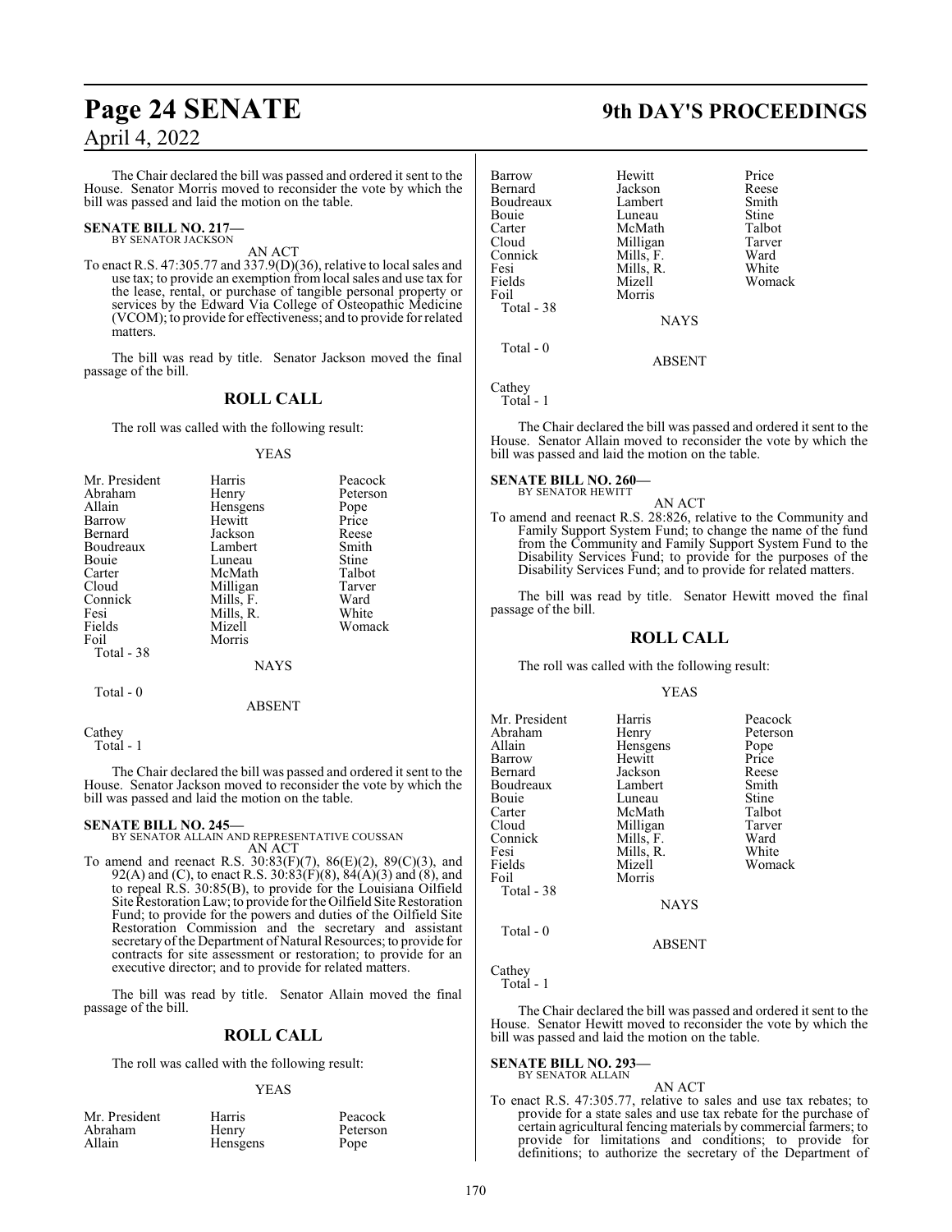The Chair declared the bill was passed and ordered it sent to the House. Senator Morris moved to reconsider the vote by which the bill was passed and laid the motion on the table.

**SENATE BILL NO. 217—**
BY SENATOR JACKSON

AN ACT

To enact R.S. 47:305.77 and 337.9(D)(36), relative to local sales and use tax; to provide an exemption from local sales and use tax for the lease, rental, or purchase of tangible personal property or services by the Edward Via College of Osteopathic Medicine (VCOM); to provide for effectiveness; and to provide for related matters.

The bill was read by title. Senator Jackson moved the final passage of the bill.

## ROLL CALL

The roll was called with the following result:

YEAS

| | | |
|---|---|---|
| Mr. President | Harris | Peacock |
| Abraham | Henry | Peterson |
| Allain | Hensgens | Pope |
| Barrow | Hewitt | Price |
| Bernard | Jackson | Reese |
| Boudreaux | Lambert | Smith |
| Bouie | Luneau | Stine |
| Carter | McMath | Talbot |
| Cloud | Milligan | Tarver |
| Connick | Mills, F. | Ward |
| Fesi | Mills, R. | White |
| Fields | Mizell | Womack |
| Foil | Morris | |

Total - 38

NAYS

Total - 0

ABSENT

Cathey

Total - 1

The Chair declared the bill was passed and ordered it sent to the House. Senator Jackson moved to reconsider the vote by which the bill was passed and laid the motion on the table.

**SENATE BILL NO. 245—**
BY SENATOR ALLAIN AND REPRESENTATIVE COUSSAN

AN ACT

To amend and reenact R.S. 30:83(F)(7), 86(E)(2), 89(C)(3), and 92(A) and (C), to enact R.S. 30:83(F)(8), 84(A)(3) and (8), and to repeal R.S. 30:85(B), to provide for the Louisiana Oilfield Site Restoration Law; to provide for the Oilfield Site Restoration Fund; to provide for the powers and duties of the Oilfield Site Restoration Commission and the secretary and assistant secretary of the Department of Natural Resources; to provide for contracts for site assessment or restoration; to provide for an executive director; and to provide for related matters.

The bill was read by title. Senator Allain moved the final passage of the bill.

## ROLL CALL

The roll was called with the following result:

YEAS

| | | |
|---|---|---|
| Mr. President | Harris | Peacock |
| Abraham | Henry | Peterson |
| Allain | Hensgens | Pope |
| Barrow | Hewitt | Price |
| Bernard | Jackson | Reese |
| Boudreaux | Lambert | Smith |
| Bouie | Luneau | Stine |
| Carter | McMath | Talbot |
| Cloud | Milligan | Tarver |
| Connick | Mills, F. | Ward |
| Fesi | Mills, R. | White |
| Fields | Mizell | Womack |
| Foil | Morris | |

Total - 38

NAYS

Total - 0

ABSENT

Cathey

Total - 1

The Chair declared the bill was passed and ordered it sent to the House. Senator Allain moved to reconsider the vote by which the bill was passed and laid the motion on the table.

**SENATE BILL NO. 260—**
BY SENATOR HEWITT

AN ACT

To amend and reenact R.S. 28:826, relative to the Community and Family Support System Fund; to change the name of the fund from the Community and Family Support System Fund to the Disability Services Fund; to provide for the purposes of the Disability Services Fund; and to provide for related matters.

The bill was read by title. Senator Hewitt moved the final passage of the bill.

## ROLL CALL

The roll was called with the following result:

YEAS

| | | |
|---|---|---|
| Mr. President | Harris | Peacock |
| Abraham | Henry | Peterson |
| Allain | Hensgens | Pope |
| Barrow | Hewitt | Price |
| Bernard | Jackson | Reese |
| Boudreaux | Lambert | Smith |
| Bouie | Luneau | Stine |
| Carter | McMath | Talbot |
| Cloud | Milligan | Tarver |
| Connick | Mills, F. | Ward |
| Fesi | Mills, R. | White |
| Fields | Mizell | Womack |
| Foil | Morris | |

Total - 38

NAYS

Total - 0

ABSENT

Cathey

Total - 1

The Chair declared the bill was passed and ordered it sent to the House. Senator Hewitt moved to reconsider the vote by which the bill was passed and laid the motion on the table.

**SENATE BILL NO. 293—**
BY SENATOR ALLAIN

AN ACT

To enact R.S. 47:305.77, relative to sales and use tax rebates; to provide for a state sales and use tax rebate for the purchase of certain agricultural fencing materials by commercial farmers; to provide for limitations and conditions; to provide for definitions; to authorize the secretary of the Department of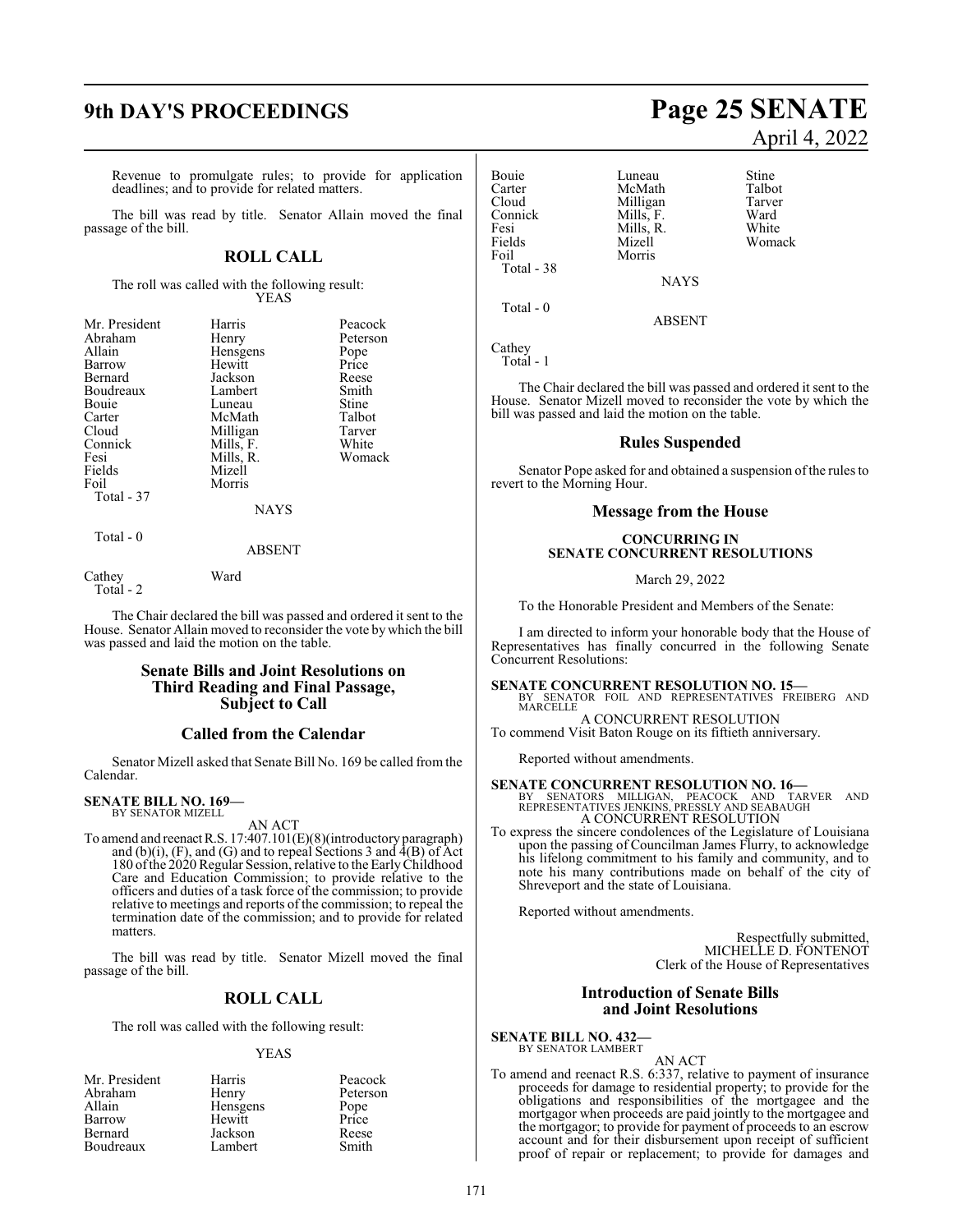Revenue to promulgate rules; to provide for application deadlines; and to provide for related matters.

The bill was read by title. Senator Allain moved the final passage of the bill.

## ROLL CALL

The roll was called with the following result:

YEAS

| | | |
|---|---|---|
| Mr. President | Harris | Peacock |
| Abraham | Henry | Peterson |
| Allain | Hensgens | Pope |
| Barrow | Hewitt | Price |
| Bernard | Jackson | Reese |
| Boudreaux | Lambert | Smith |
| Bouie | Luneau | Stine |
| Carter | McMath | Talbot |
| Cloud | Milligan | Tarver |
| Connick | Mills, F. | White |
| Fesi | Mills, R. | Womack |
| Fields | Mizell | |
| Foil | Morris | |
| Total - 37 | | |

NAYS

Total - 0

ABSENT

| | |
|---|---|
| Cathey | Ward |
| Total - 2 | |

The Chair declared the bill was passed and ordered it sent to the House. Senator Allain moved to reconsider the vote by which the bill was passed and laid the motion on the table.

## Senate Bills and Joint Resolutions on Third Reading and Final Passage, Subject to Call

## Called from the Calendar

Senator Mizell asked that Senate Bill No. 169 be called from the Calendar.

**SENATE BILL NO. 169—**
BY SENATOR MIZELL

AN ACT

To amend and reenact R.S. 17:407.101(E)(8)(introductory paragraph) and (b)(i), (F), and (G) and to repeal Sections 3 and 4(B) of Act 180 of the 2020 Regular Session, relative to the Early Childhood Care and Education Commission; to provide relative to the officers and duties of a task force of the commission; to provide relative to meetings and reports of the commission; to repeal the termination date of the commission; and to provide for related matters.

The bill was read by title. Senator Mizell moved the final passage of the bill.

## ROLL CALL

The roll was called with the following result:

YEAS

| | | |
|---|---|---|
| Mr. President | Harris | Peacock |
| Abraham | Henry | Peterson |
| Allain | Hensgens | Pope |
| Barrow | Hewitt | Price |
| Bernard | Jackson | Reese |
| Boudreaux | Lambert | Smith |
| Bouie | Luneau | Stine |
| Carter | McMath | Talbot |
| Cloud | Milligan | Tarver |
| Connick | Mills, F. | Ward |
| Fesi | Mills, R. | White |
| Fields | Mizell | Womack |
| Foil | Morris | |
| Total - 38 | | |

NAYS

Total - 0

ABSENT

Cathey
Total - 1

The Chair declared the bill was passed and ordered it sent to the House. Senator Mizell moved to reconsider the vote by which the bill was passed and laid the motion on the table.

## Rules Suspended

Senator Pope asked for and obtained a suspension of the rules to revert to the Morning Hour.

## Message from the House

### CONCURRING IN SENATE CONCURRENT RESOLUTIONS

March 29, 2022

To the Honorable President and Members of the Senate:

I am directed to inform your honorable body that the House of Representatives has finally concurred in the following Senate Concurrent Resolutions:

**SENATE CONCURRENT RESOLUTION NO. 15—**
BY SENATOR FOIL AND REPRESENTATIVES FREIBERG AND MARCELLE

A CONCURRENT RESOLUTION

To commend Visit Baton Rouge on its fiftieth anniversary.

Reported without amendments.

**SENATE CONCURRENT RESOLUTION NO. 16—**
BY SENATORS MILLIGAN, PEACOCK AND TARVER AND REPRESENTATIVES JENKINS, PRESSLY AND SEABAUGH

A CONCURRENT RESOLUTION

To express the sincere condolences of the Legislature of Louisiana upon the passing of Councilman James Flurry, to acknowledge his lifelong commitment to his family and community, and to note his many contributions made on behalf of the city of Shreveport and the state of Louisiana.

Reported without amendments.

Respectfully submitted,
MICHELLE D. FONTENOT
Clerk of the House of Representatives

## Introduction of Senate Bills and Joint Resolutions

**SENATE BILL NO. 432—**
BY SENATOR LAMBERT

AN ACT

To amend and reenact R.S. 6:337, relative to payment of insurance proceeds for damage to residential property; to provide for the obligations and responsibilities of the mortgagee and the mortgagor when proceeds are paid jointly to the mortgagee and the mortgagor; to provide for payment of proceeds to an escrow account and for their disbursement upon receipt of sufficient proof of repair or replacement; to provide for damages and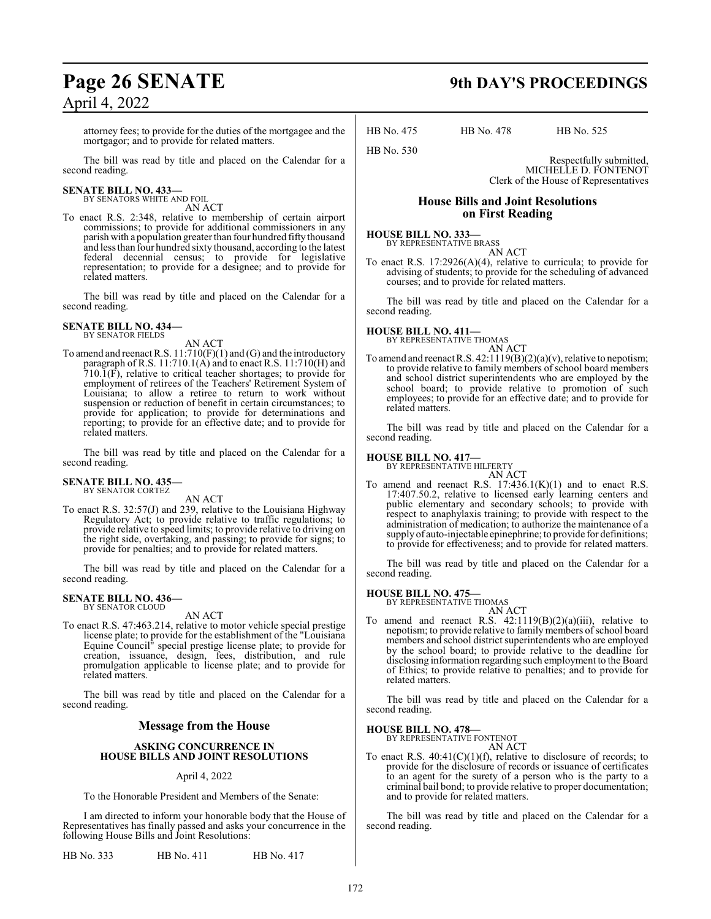attorney fees; to provide for the duties of the mortgagee and the mortgagor; and to provide for related matters.

The bill was read by title and placed on the Calendar for a second reading.

**SENATE BILL NO. 433—**
BY SENATORS WHITE AND FOIL
AN ACT

To enact R.S. 2:348, relative to membership of certain airport commissions; to provide for additional commissioners in any parish with a population greater than four hundred fifty thousand and less than four hundred sixty thousand, according to the latest federal decennial census; to provide for legislative representation; to provide for a designee; and to provide for related matters.

The bill was read by title and placed on the Calendar for a second reading.

**SENATE BILL NO. 434—**
BY SENATOR FIELDS
AN ACT

To amend and reenact R.S. 11:710(F)(1) and (G) and the introductory paragraph of R.S. 11:710.1(A) and to enact R.S. 11:710(H) and 710.1(F), relative to critical teacher shortages; to provide for employment of retirees of the Teachers' Retirement System of Louisiana; to allow a retiree to return to work without suspension or reduction of benefit in certain circumstances; to provide for application; to provide for determinations and reporting; to provide for an effective date; and to provide for related matters.

The bill was read by title and placed on the Calendar for a second reading.

**SENATE BILL NO. 435—**
BY SENATOR CORTEZ
AN ACT

To enact R.S. 32:57(J) and 239, relative to the Louisiana Highway Regulatory Act; to provide relative to traffic regulations; to provide relative to speed limits; to provide relative to driving on the right side, overtaking, and passing; to provide for signs; to provide for penalties; and to provide for related matters.

The bill was read by title and placed on the Calendar for a second reading.

**SENATE BILL NO. 436—**
BY SENATOR CLOUD
AN ACT

To enact R.S. 47:463.214, relative to motor vehicle special prestige license plate; to provide for the establishment of the "Louisiana Equine Council" special prestige license plate; to provide for creation, issuance, design, fees, distribution, and rule promulgation applicable to license plate; and to provide for related matters.

The bill was read by title and placed on the Calendar for a second reading.

## Message from the House

**ASKING CONCURRENCE IN HOUSE BILLS AND JOINT RESOLUTIONS**

April 4, 2022

To the Honorable President and Members of the Senate:

I am directed to inform your honorable body that the House of Representatives has finally passed and asks your concurrence in the following House Bills and Joint Resolutions:

HB No. 333 HB No. 411 HB No. 417

HB No. 475 HB No. 478 HB No. 525

HB No. 530

Respectfully submitted,
MICHELLE D. FONTENOT
Clerk of the House of Representatives

## House Bills and Joint Resolutions on First Reading

**HOUSE BILL NO. 333—**
BY REPRESENTATIVE BRASS
AN ACT

To enact R.S. 17:2926(A)(4), relative to curricula; to provide for advising of students; to provide for the scheduling of advanced courses; and to provide for related matters.

The bill was read by title and placed on the Calendar for a second reading.

**HOUSE BILL NO. 411—**
BY REPRESENTATIVE THOMAS
AN ACT

To amend and reenact R.S. 42:1119(B)(2)(a)(v), relative to nepotism; to provide relative to family members of school board members and school district superintendents who are employed by the school board; to provide relative to promotion of such employees; to provide for an effective date; and to provide for related matters.

The bill was read by title and placed on the Calendar for a second reading.

**HOUSE BILL NO. 417—**
BY REPRESENTATIVE HILFERTY
AN ACT

To amend and reenact R.S. 17:436.1(K)(1) and to enact R.S. 17:407.50.2, relative to licensed early learning centers and public elementary and secondary schools; to provide with respect to anaphylaxis training; to provide with respect to the administration of medication; to authorize the maintenance of a supply of auto-injectable epinephrine; to provide for definitions; to provide for effectiveness; and to provide for related matters.

The bill was read by title and placed on the Calendar for a second reading.

**HOUSE BILL NO. 475—**
BY REPRESENTATIVE THOMAS
AN ACT

To amend and reenact R.S. 42:1119(B)(2)(a)(iii), relative to nepotism; to provide relative to family members of school board members and school district superintendents who are employed by the school board; to provide relative to the deadline for disclosing information regarding such employment to the Board of Ethics; to provide relative to penalties; and to provide for related matters.

The bill was read by title and placed on the Calendar for a second reading.

**HOUSE BILL NO. 478—**
BY REPRESENTATIVE FONTENOT
AN ACT

To enact R.S. 40:41(C)(1)(f), relative to disclosure of records; to provide for the disclosure of records or issuance of certificates to an agent for the surety of a person who is the party to a criminal bail bond; to provide relative to proper documentation; and to provide for related matters.

The bill was read by title and placed on the Calendar for a second reading.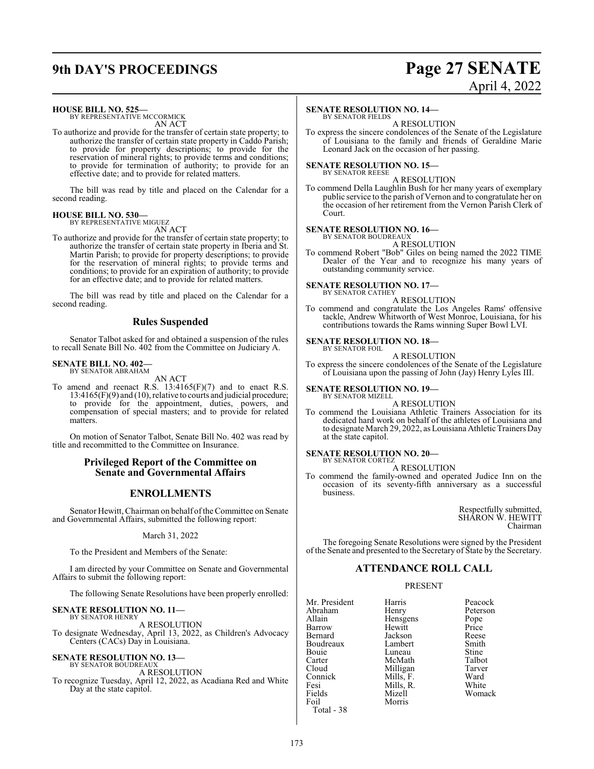**HOUSE BILL NO. 525—**
BY REPRESENTATIVE MCCORMICK
AN ACT

To authorize and provide for the transfer of certain state property; to authorize the transfer of certain state property in Caddo Parish; to provide for property descriptions; to provide for the reservation of mineral rights; to provide terms and conditions; to provide for termination of authority; to provide for an effective date; and to provide for related matters.

The bill was read by title and placed on the Calendar for a second reading.

**HOUSE BILL NO. 530—**
BY REPRESENTATIVE MIGUEZ
AN ACT

To authorize and provide for the transfer of certain state property; to authorize the transfer of certain state property in Iberia and St. Martin Parish; to provide for property descriptions; to provide for the reservation of mineral rights; to provide terms and conditions; to provide for an expiration of authority; to provide for an effective date; and to provide for related matters.

The bill was read by title and placed on the Calendar for a second reading.

## Rules Suspended

Senator Talbot asked for and obtained a suspension of the rules to recall Senate Bill No. 402 from the Committee on Judiciary A.

**SENATE BILL NO. 402—**
BY SENATOR ABRAHAM
AN ACT

To amend and reenact R.S. 13:4165(F)(7) and to enact R.S. 13:4165(F)(9) and (10), relative to courts and judicial procedure; to provide for the appointment, duties, powers, and compensation of special masters; and to provide for related matters.

On motion of Senator Talbot, Senate Bill No. 402 was read by title and recommitted to the Committee on Insurance.

## Privileged Report of the Committee on Senate and Governmental Affairs

## ENROLLMENTS

Senator Hewitt, Chairman on behalf of the Committee on Senate and Governmental Affairs, submitted the following report:

March 31, 2022

To the President and Members of the Senate:

I am directed by your Committee on Senate and Governmental Affairs to submit the following report:

The following Senate Resolutions have been properly enrolled:

**SENATE RESOLUTION NO. 11—**
BY SENATOR HENRY
A RESOLUTION

To designate Wednesday, April 13, 2022, as Children's Advocacy Centers (CACs) Day in Louisiana.

**SENATE RESOLUTION NO. 13—**
BY SENATOR BOUDREAUX
A RESOLUTION

To recognize Tuesday, April 12, 2022, as Acadiana Red and White Day at the state capitol.

**SENATE RESOLUTION NO. 14—**
BY SENATOR FIELDS
A RESOLUTION

To express the sincere condolences of the Senate of the Legislature of Louisiana to the family and friends of Geraldine Marie Leonard Jack on the occasion of her passing.

**SENATE RESOLUTION NO. 15—**
BY SENATOR REESE
A RESOLUTION

To commend Della Laughlin Bush for her many years of exemplary public service to the parish of Vernon and to congratulate her on the occasion of her retirement from the Vernon Parish Clerk of Court.

**SENATE RESOLUTION NO. 16—**
BY SENATOR BOUDREAUX
A RESOLUTION

To commend Robert "Bob" Giles on being named the 2022 TIME Dealer of the Year and to recognize his many years of outstanding community service.

**SENATE RESOLUTION NO. 17—**
BY SENATOR CATHEY
A RESOLUTION

To commend and congratulate the Los Angeles Rams' offensive tackle, Andrew Whitworth of West Monroe, Louisiana, for his contributions towards the Rams winning Super Bowl LVI.

**SENATE RESOLUTION NO. 18—**
BY SENATOR FOIL
A RESOLUTION

To express the sincere condolences of the Senate of the Legislature of Louisiana upon the passing of John (Jay) Henry Lyles III.

**SENATE RESOLUTION NO. 19—**
BY SENATOR MIZELL
A RESOLUTION

To commend the Louisiana Athletic Trainers Association for its dedicated hard work on behalf of the athletes of Louisiana and to designate March 29, 2022, as Louisiana Athletic Trainers Day at the state capitol.

**SENATE RESOLUTION NO. 20—**
BY SENATOR CORTEZ
A RESOLUTION

To commend the family-owned and operated Judice Inn on the occasion of its seventy-fifth anniversary as a successful business.

Respectfully submitted,
SHARON W. HEWITT
Chairman

The foregoing Senate Resolutions were signed by the President of the Senate and presented to the Secretary of State by the Secretary.

## ATTENDANCE ROLL CALL

PRESENT

| | | |
|---|---|---|
| Mr. President | Harris | Peacock |
| Abraham | Henry | Peterson |
| Allain | Hensgens | Pope |
| Barrow | Hewitt | Price |
| Bernard | Jackson | Reese |
| Boudreaux | Lambert | Smith |
| Bouie | Luneau | Stine |
| Carter | McMath | Talbot |
| Cloud | Milligan | Tarver |
| Connick | Mills, F. | Ward |
| Fesi | Mills, R. | White |
| Fields | Mizell | Womack |
| Foil | Morris | |

Total - 38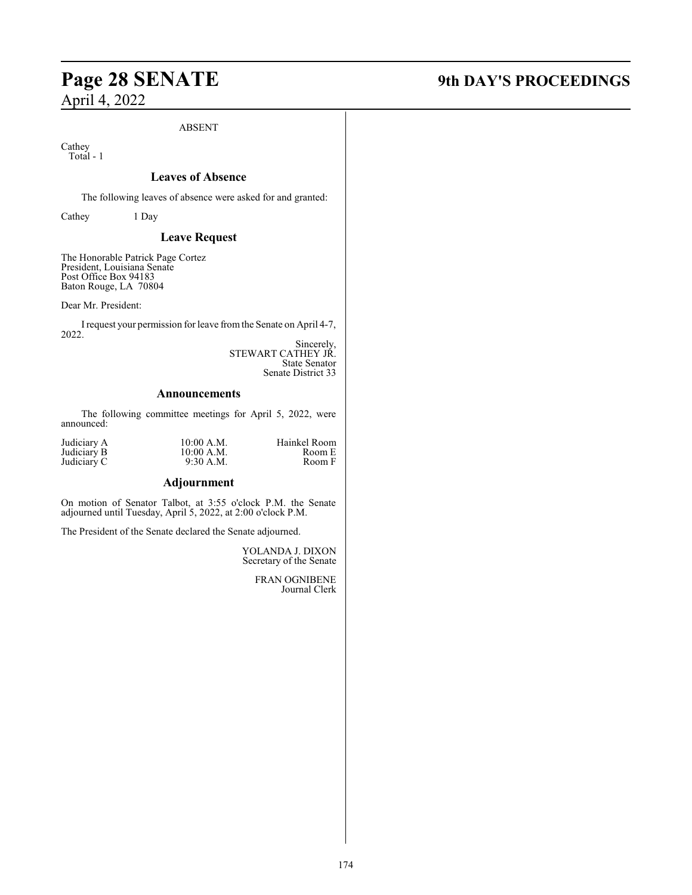ABSENT

Cathey
Total - 1

## Leaves of Absence

The following leaves of absence were asked for and granted:

Cathey 1 Day

## Leave Request

The Honorable Patrick Page Cortez
President, Louisiana Senate
Post Office Box 94183
Baton Rouge, LA 70804

Dear Mr. President:

I request your permission for leave from the Senate on April 4-7, 2022.

Sincerely,
STEWART CATHEY JR.
State Senator
Senate District 33

## Announcements

The following committee meetings for April 5, 2022, were announced:

| | | |
|---|---|---|
| Judiciary A | 10:00 A.M. | Hainkel Room |
| Judiciary B | 10:00 A.M. | Room E |
| Judiciary C | 9:30 A.M. | Room F |

## Adjournment

On motion of Senator Talbot, at 3:55 o'clock P.M. the Senate adjourned until Tuesday, April 5, 2022, at 2:00 o'clock P.M.

The President of the Senate declared the Senate adjourned.

YOLANDA J. DIXON
Secretary of the Senate

FRAN OGNIBENE
Journal Clerk